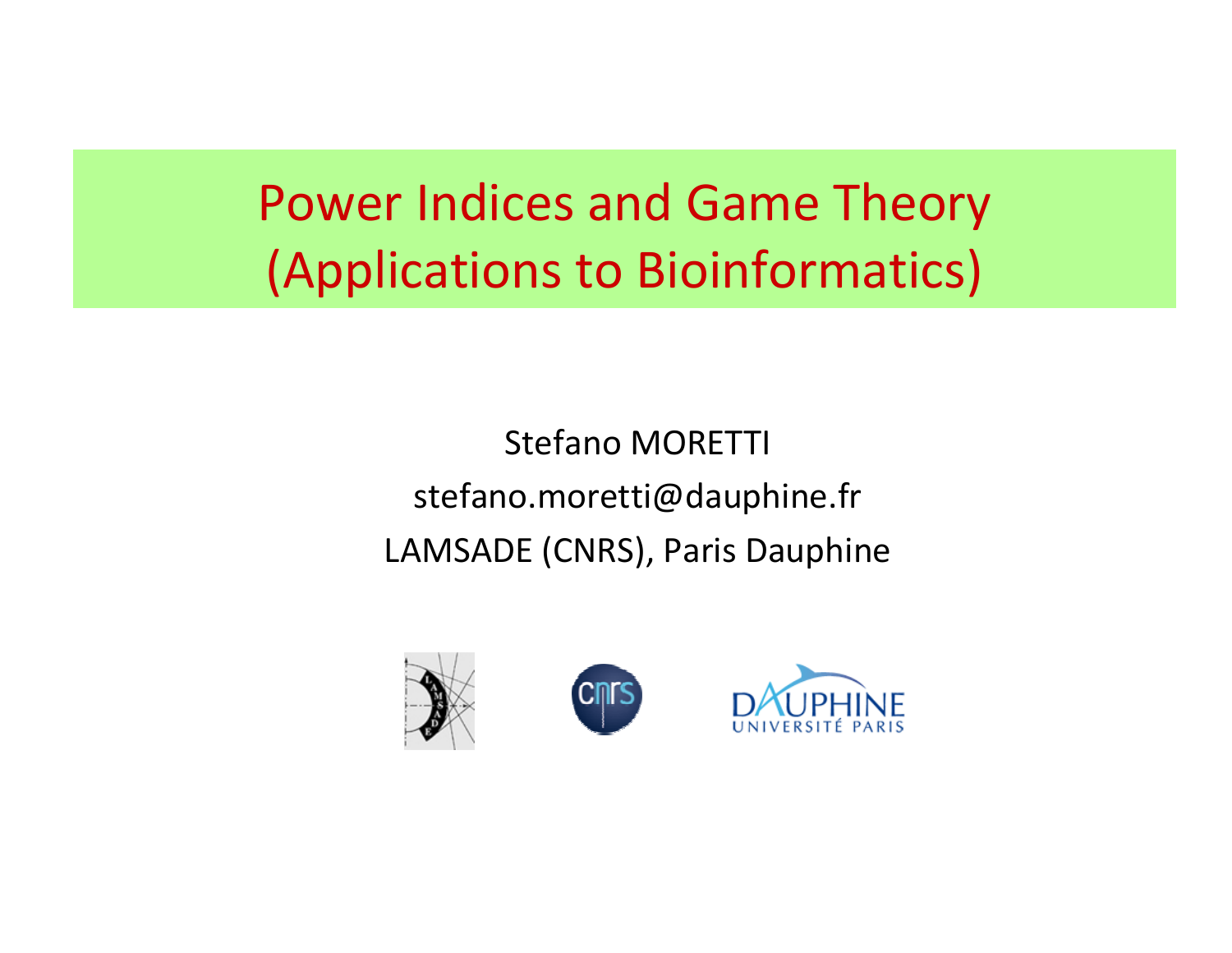# Power Indices and Game Theory (Applications to Bioinformatics)

Stefano MORETTI

stefano.moretti@dauphine.fr

LAMSADE (CNRS), Paris Dauphine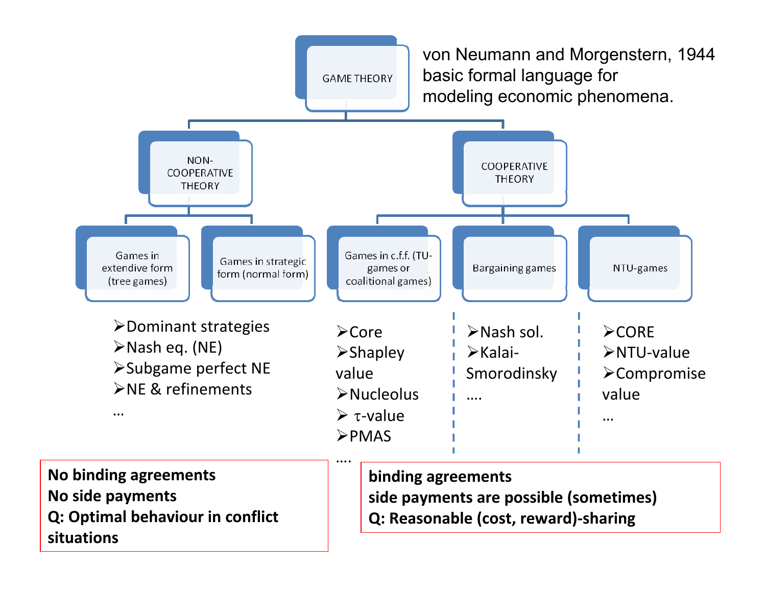# GAME THEORY

von Neumann and Morgenstern, 1944
basic formal language for
modeling economic phenomena.

## NON-COOPERATIVE THEORY

### Games in extendive form (tree games)

### Games in strategic form (normal form)

- Dominant strategies
- Nash eq. (NE)
- Subgame perfect NE
- NE & refinements

…

**No binding agreements**
**No side payments**
**Q: Optimal behaviour in conflict situations**

## COOPERATIVE THEORY

### Games in c.f.f. (TU-games or coalitional games)

- Core
- Shapley value
- Nucleolus
- $\tau$-value
- PMAS

….

### Bargaining games

- Nash sol.
- Kalai-Smorodinsky

….

### NTU-games

- CORE
- NTU-value
- Compromise value

…

**binding agreements**
**side payments are possible (sometimes)**
**Q: Reasonable (cost, reward)-sharing**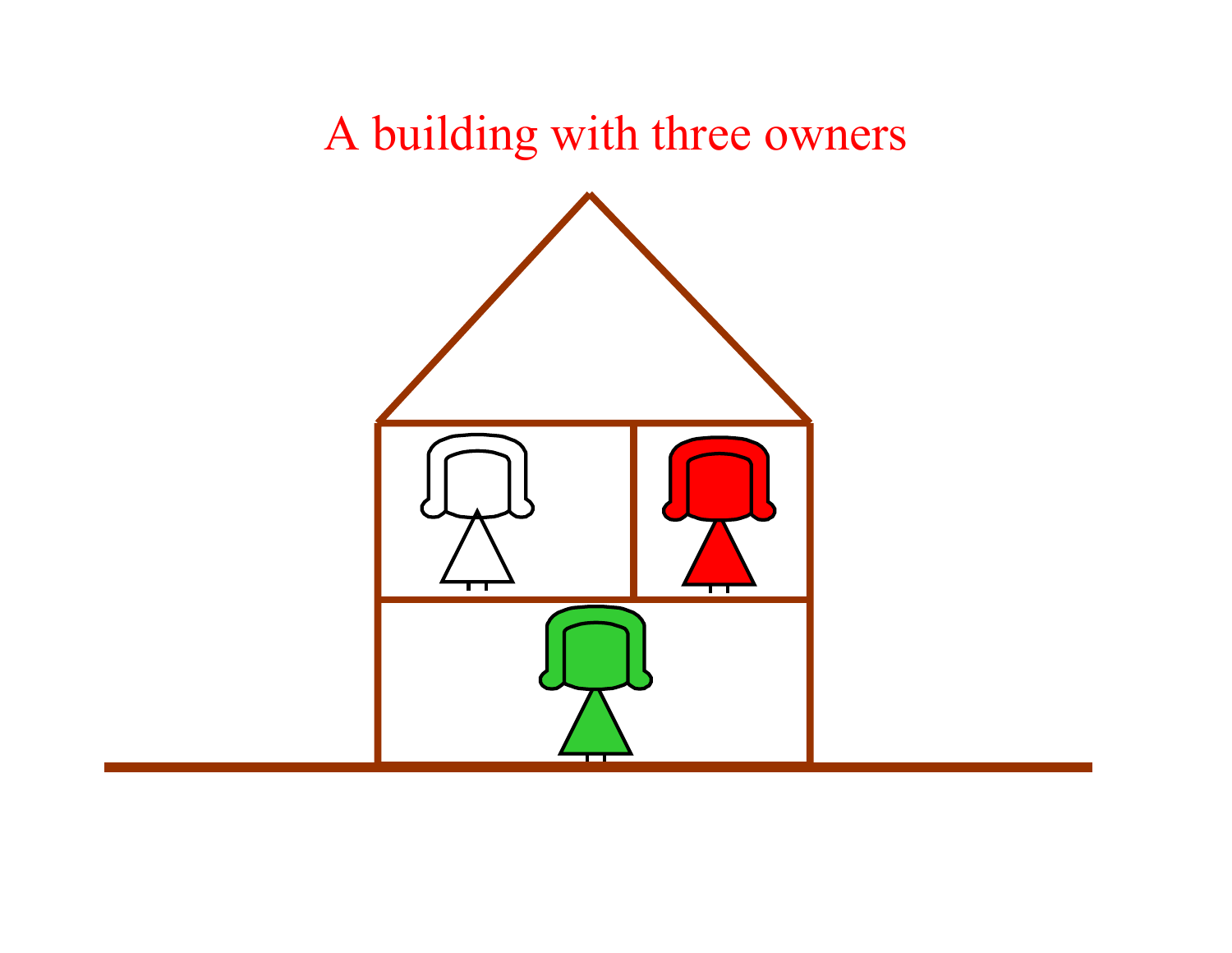A building with three owners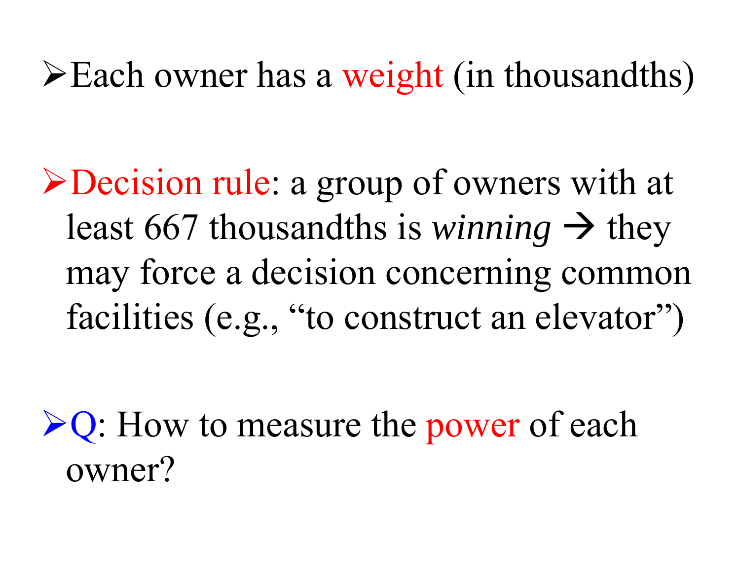- Each owner has a weight (in thousandths)

- Decision rule: a group of owners with at least 667 thousandths is *winning* → they may force a decision concerning common facilities (e.g., "to construct an elevator")

- Q: How to measure the power of each owner?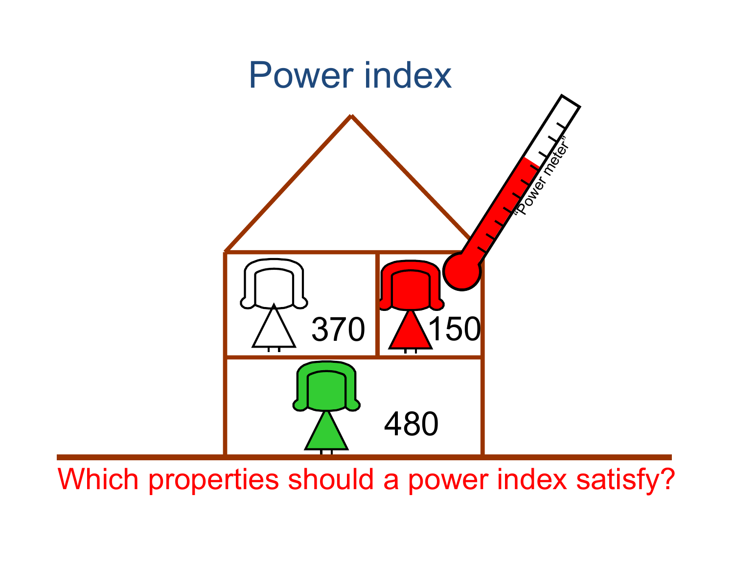# Power index

370

150

480

"Power meter"

Which properties should a power index satisfy?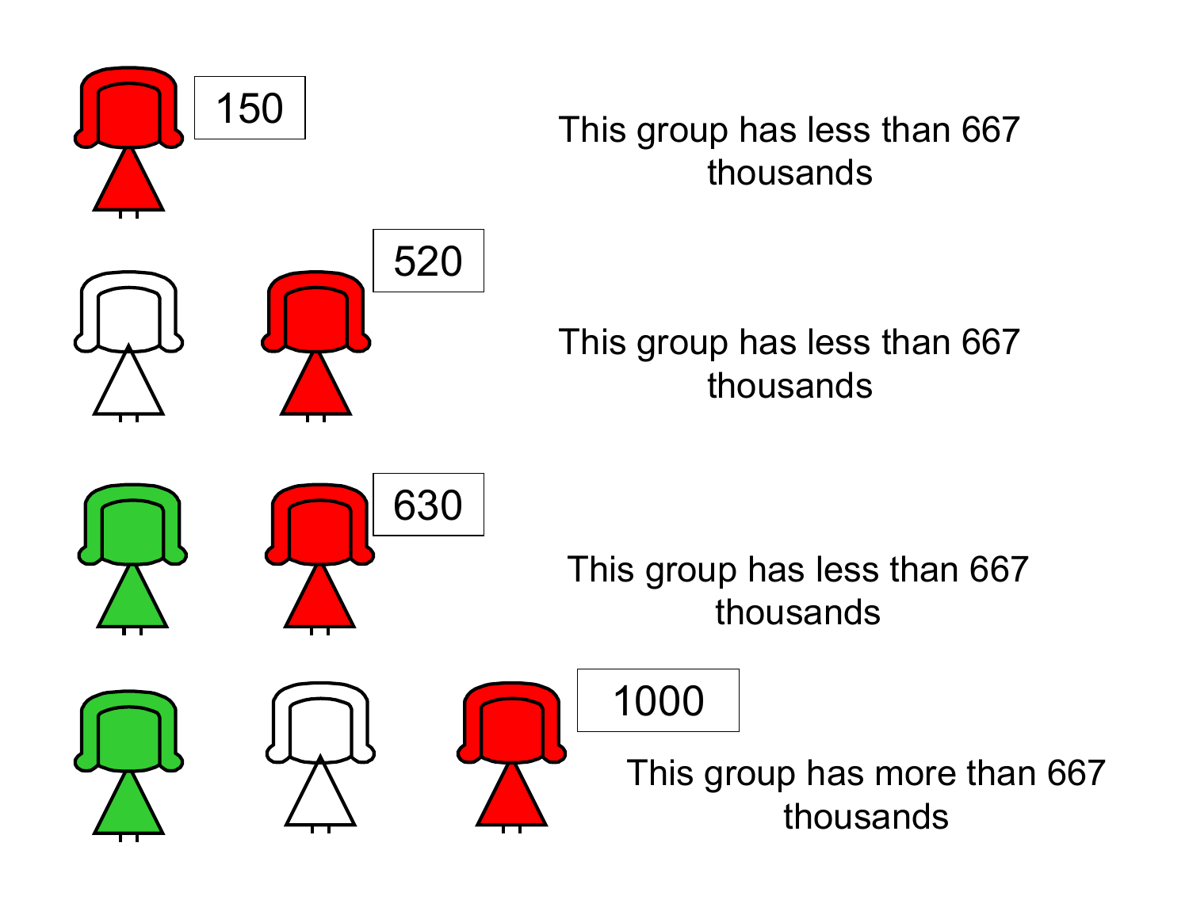150

This group has less than 667 thousands

520

This group has less than 667 thousands

630

This group has less than 667 thousands

1000

This group has more than 667 thousands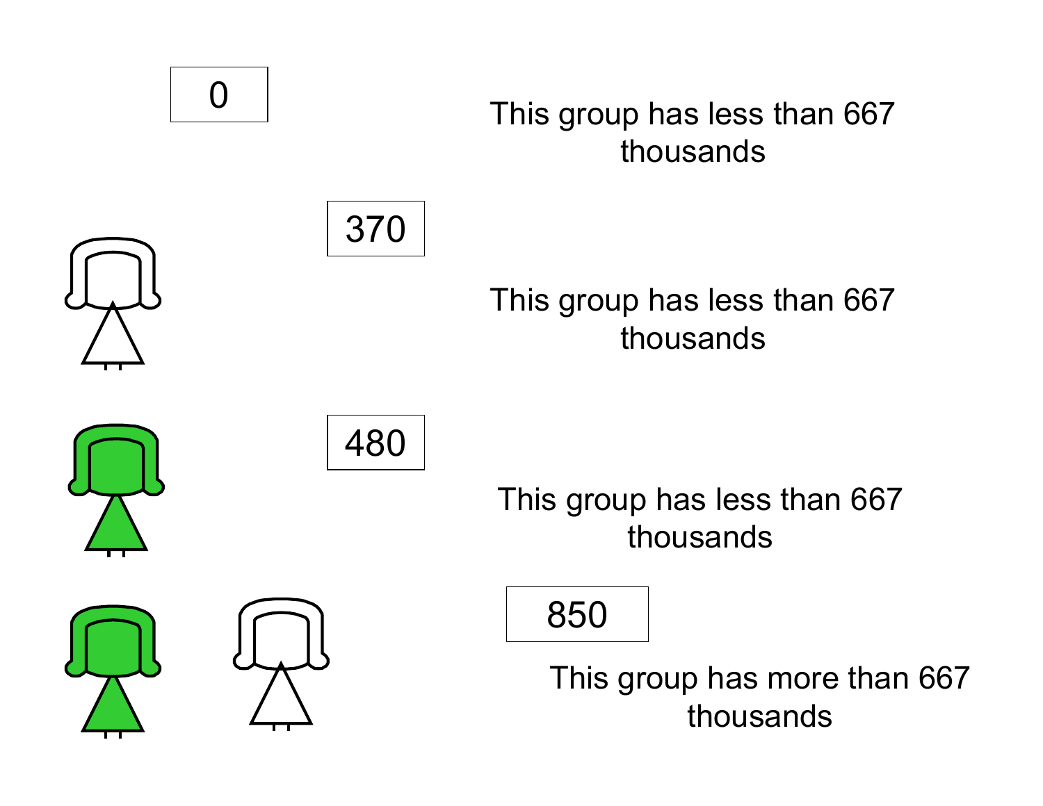0

This group has less than 667 thousands

370

This group has less than 667 thousands

480

This group has less than 667 thousands

850

This group has more than 667 thousands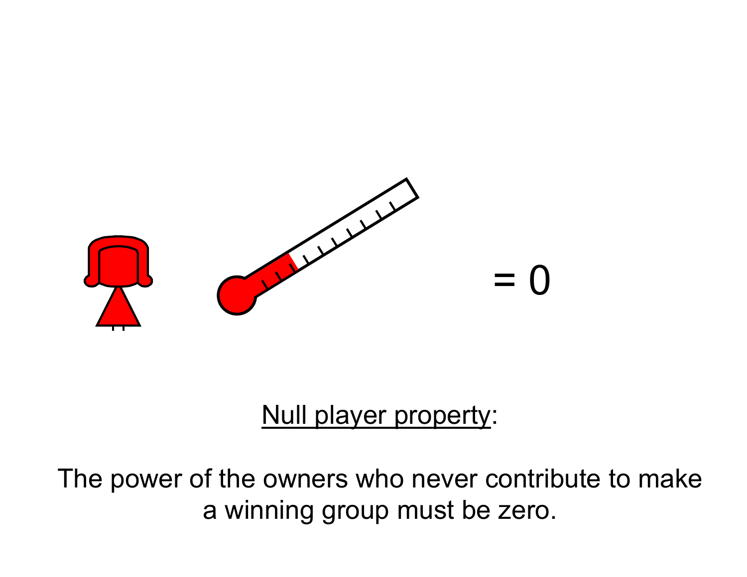= 0

<u>Null player property</u>:

The power of the owners who never contribute to make a winning group must be zero.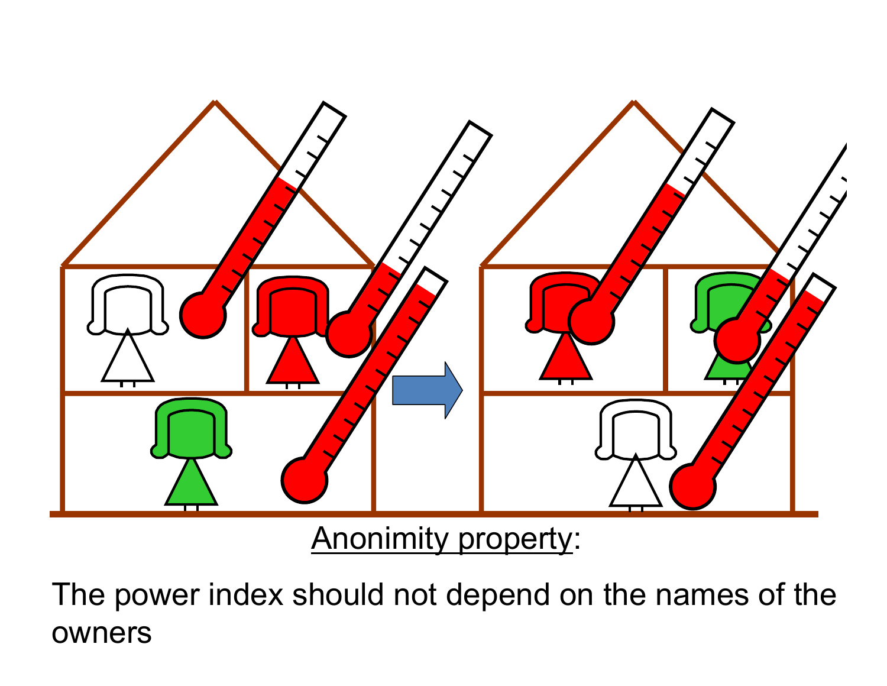Anonimity property:

The power index should not depend on the names of the owners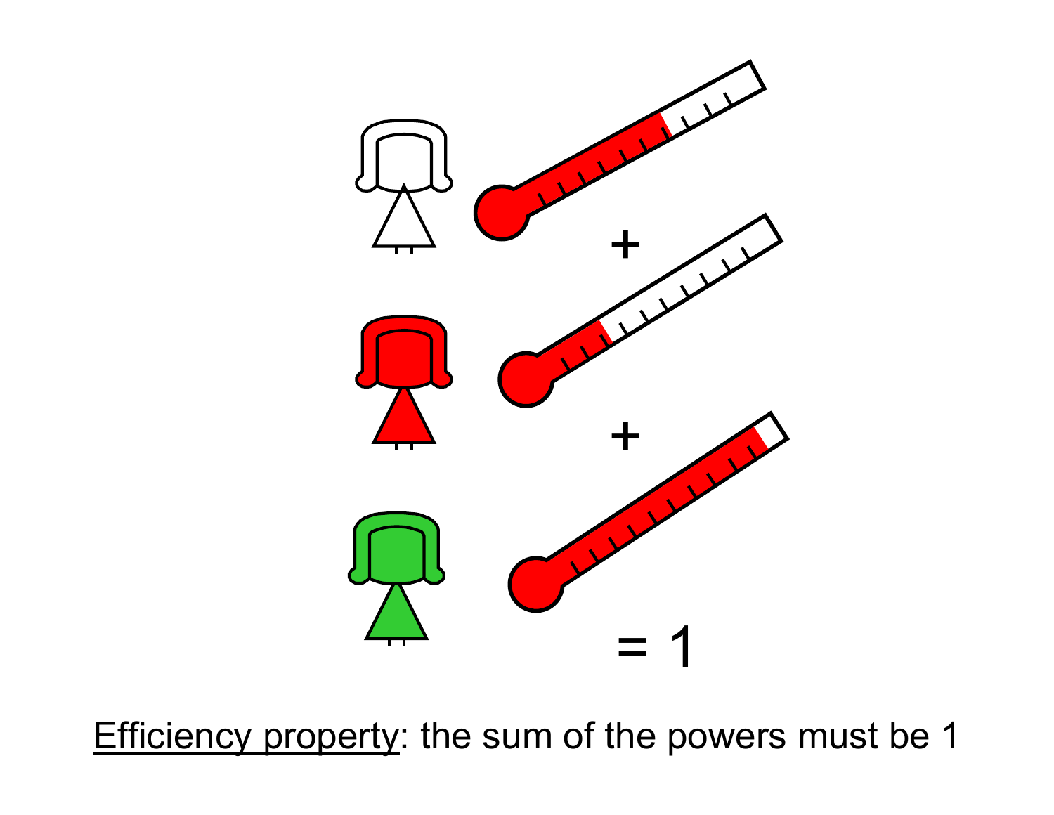+

+

= 1

<u>Efficiency property</u>: the sum of the powers must be 1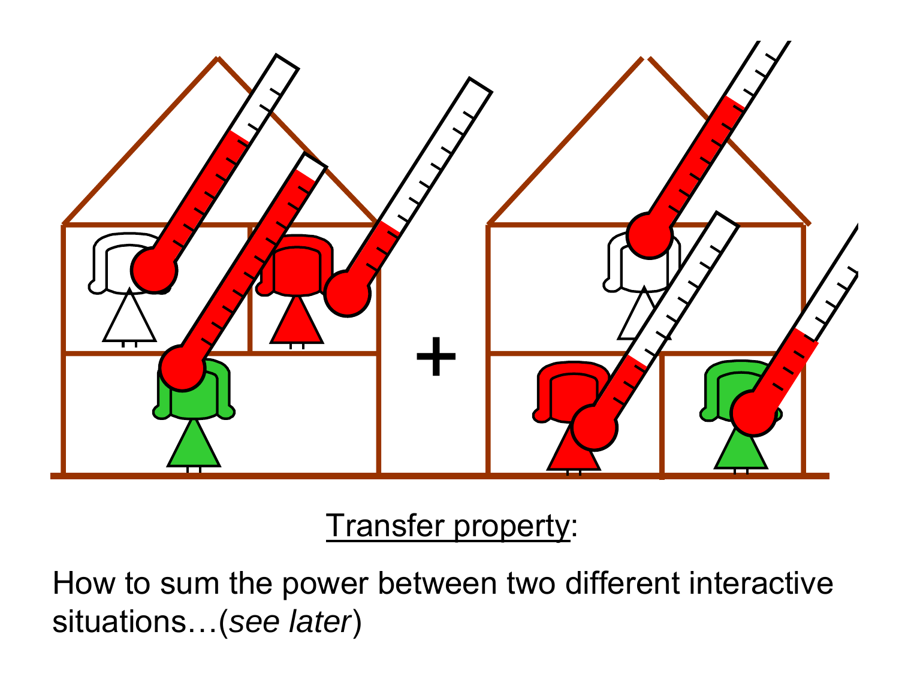Transfer property:

How to sum the power between two different interactive situations…(*see later*)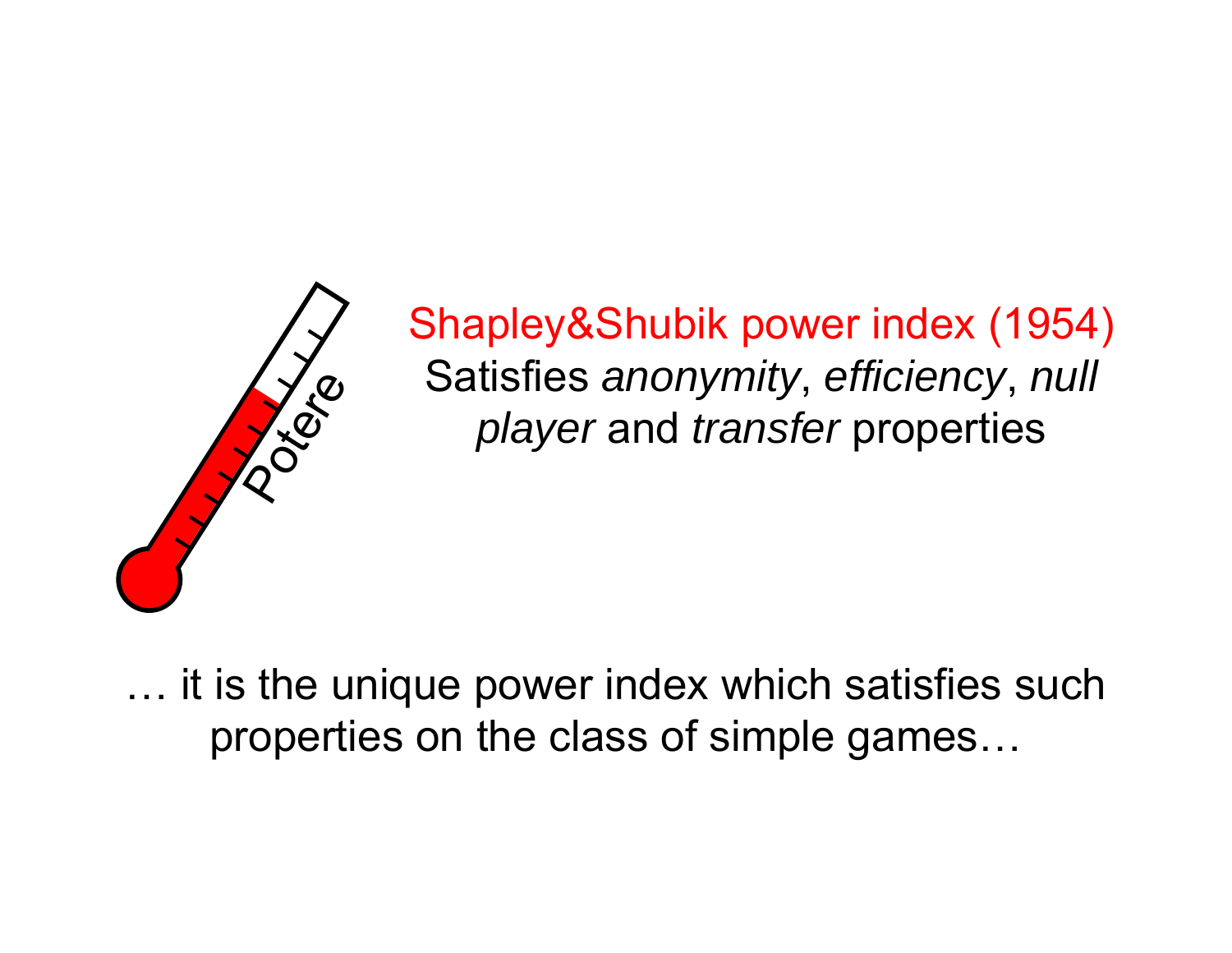Potere

Shapley&Shubik power index (1954)

Satisfies *anonymity*, *efficiency*, *null player* and *transfer* properties

… it is the unique power index which satisfies such properties on the class of simple games…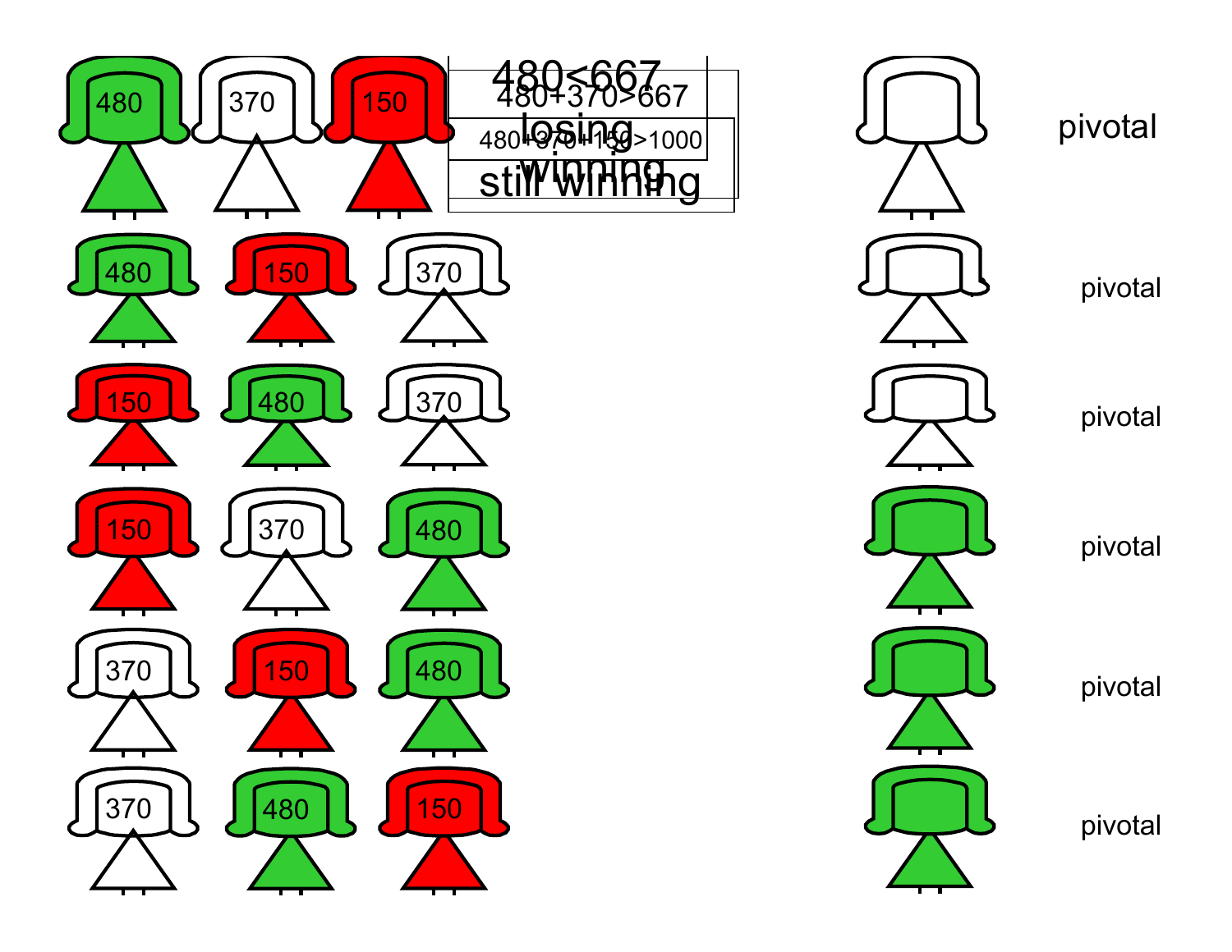480 370 150

480<667

480+370>667

losing

480+370+150>1000

winning

still winning

pivotal

480 150 370

pivotal

150 480 370

pivotal

150 370 480

pivotal

370 150 480

pivotal

370 480 150

pivotal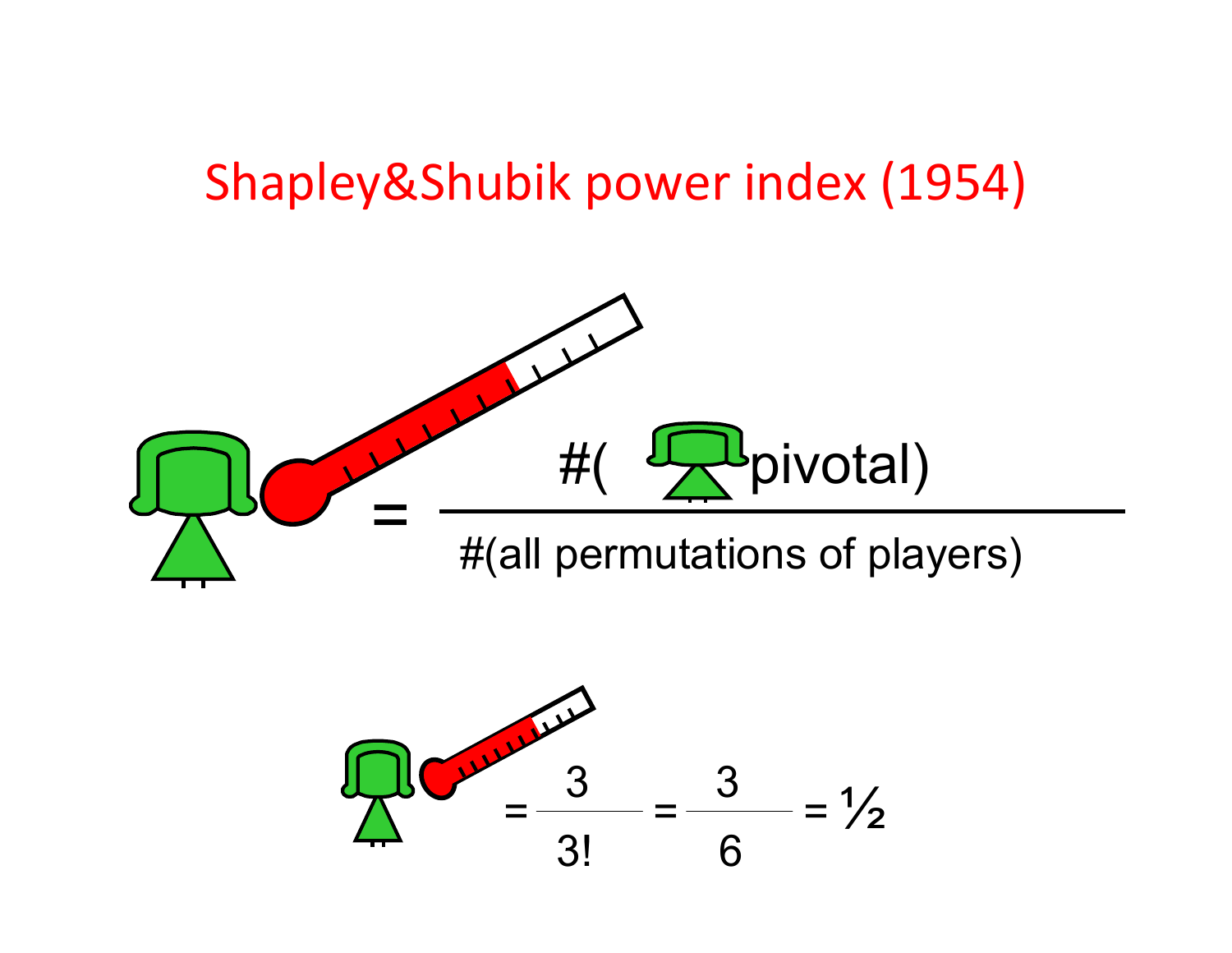# Shapley&Shubik power index (1954)

$$= \frac{\#(\text{ pivotal})}{\#(\text{all permutations of players})}$$

$$= \frac{3}{3!} = \frac{3}{6} = ½$$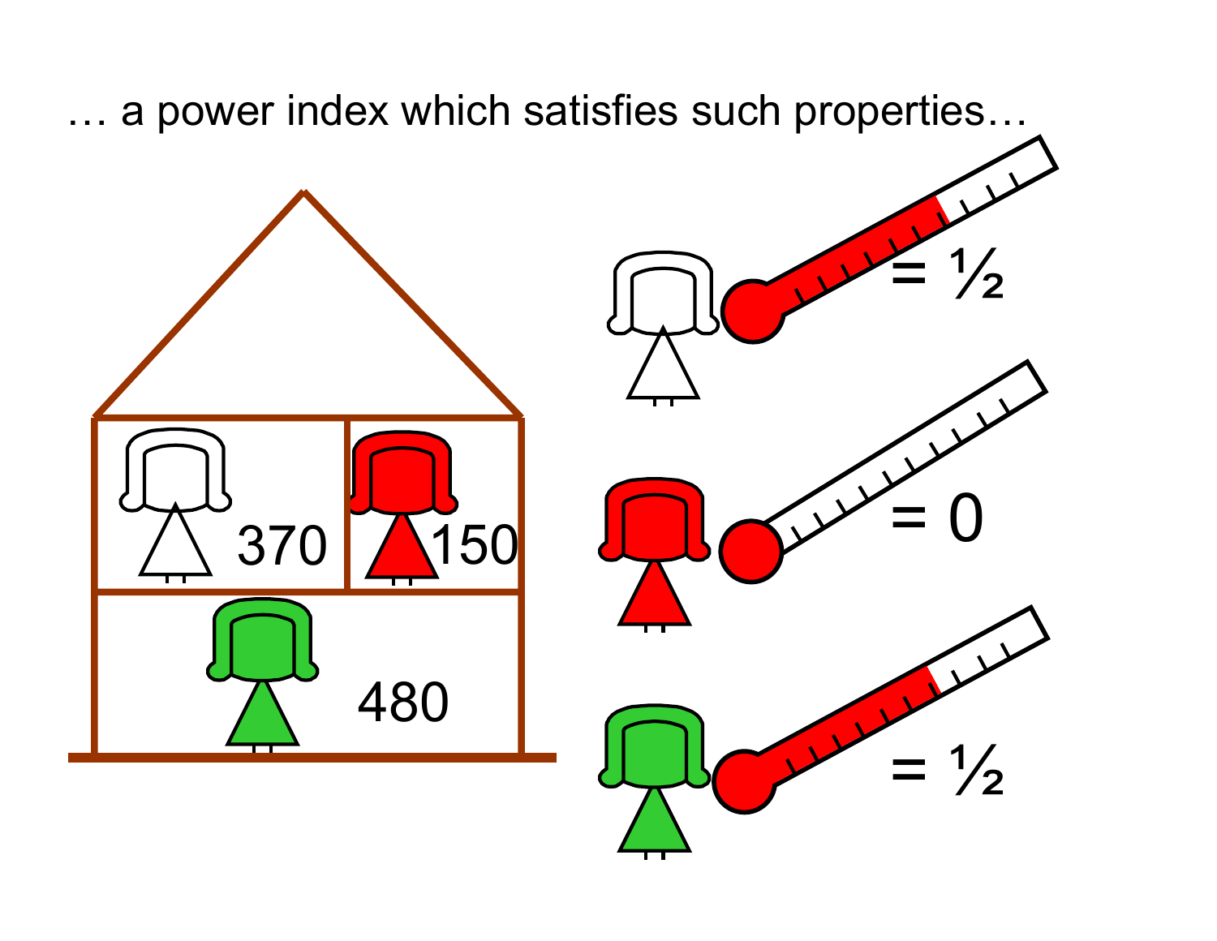… a power index which satisfies such properties…

370

150

480

= ½

= 0

= ½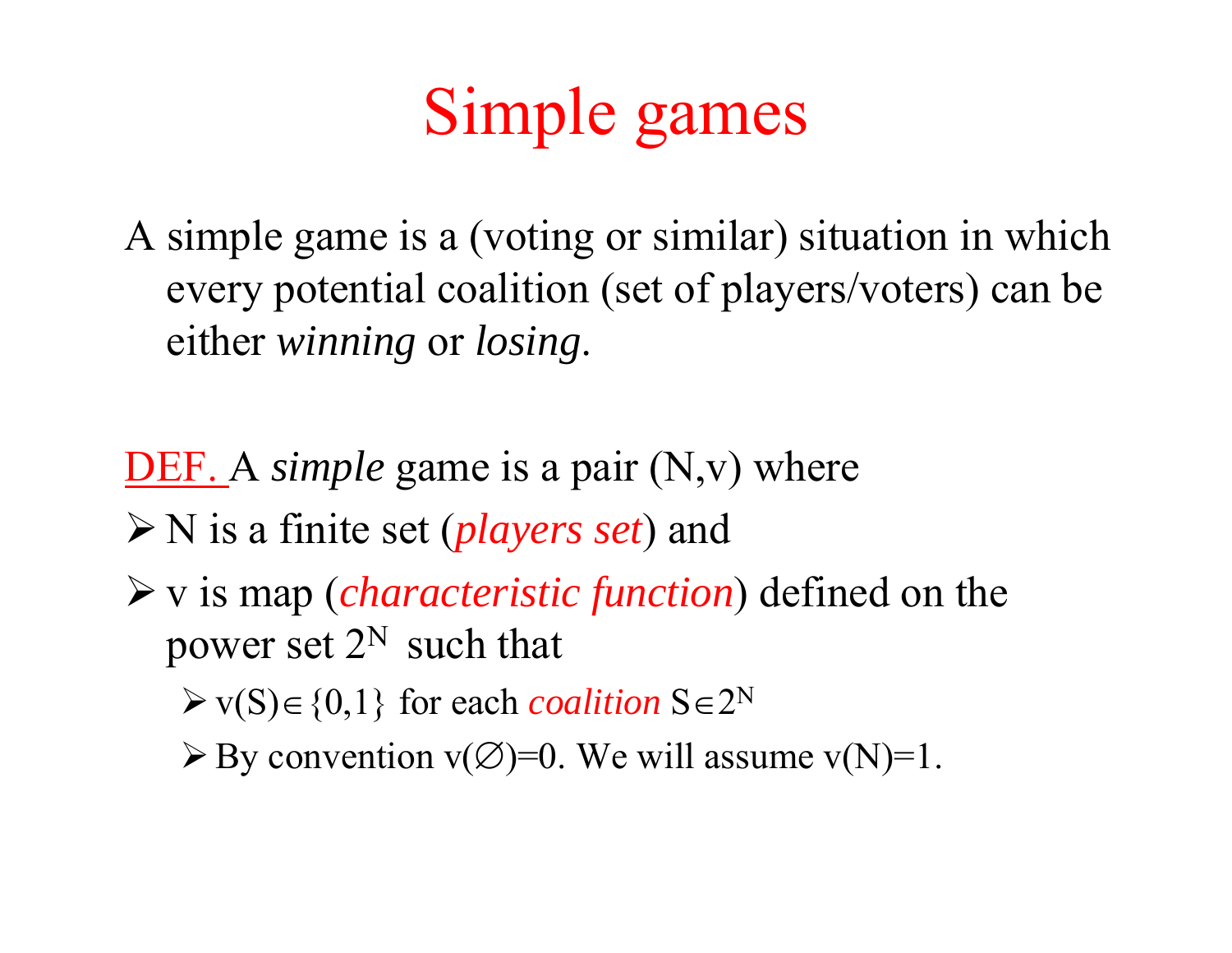# Simple games

A simple game is a (voting or similar) situation in which every potential coalition (set of players/voters) can be either *winning* or *losing*.

DEF. A *simple* game is a pair $(N,v)$ where

- N is a finite set (*players set*) and
- v is map (*characteristic function*) defined on the power set $2^N$ such that
  - $v(S) \in \{0,1\}$ for each *coalition* $S \in 2^N$
  - By convention $v(\emptyset)=0$. We will assume $v(N)=1$.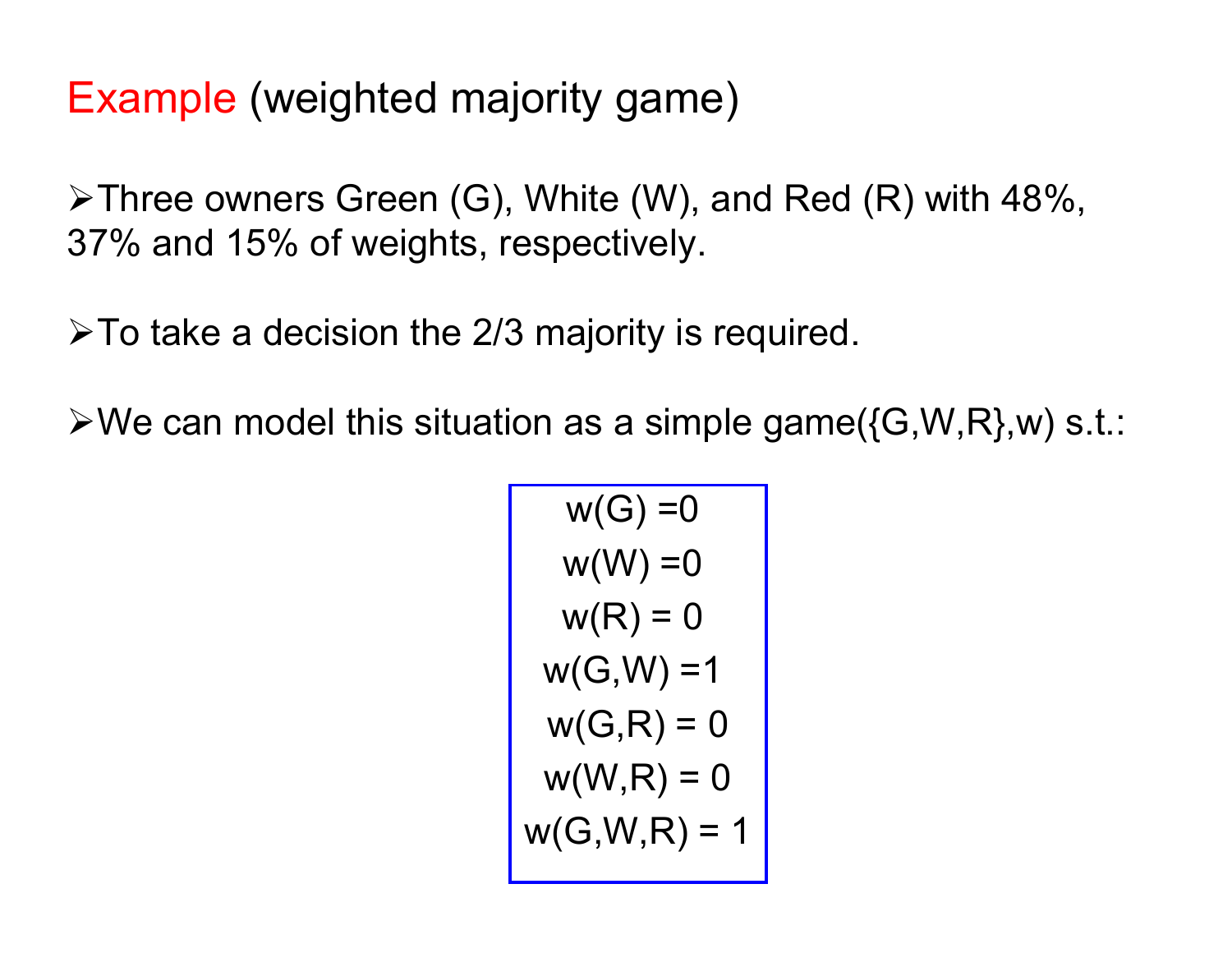# Example (weighted majority game)

- Three owners Green (G), White (W), and Red (R) with 48%, 37% and 15% of weights, respectively.

- To take a decision the 2/3 majority is required.

- We can model this situation as a simple game({G,W,R},w) s.t.:

$$
\begin{aligned}
w(G) &= 0 \\
w(W) &= 0 \\
w(R) &= 0 \\
w(G,W) &= 1 \\
w(G,R) &= 0 \\
w(W,R) &= 0 \\
w(G,W,R) &= 1
\end{aligned}
$$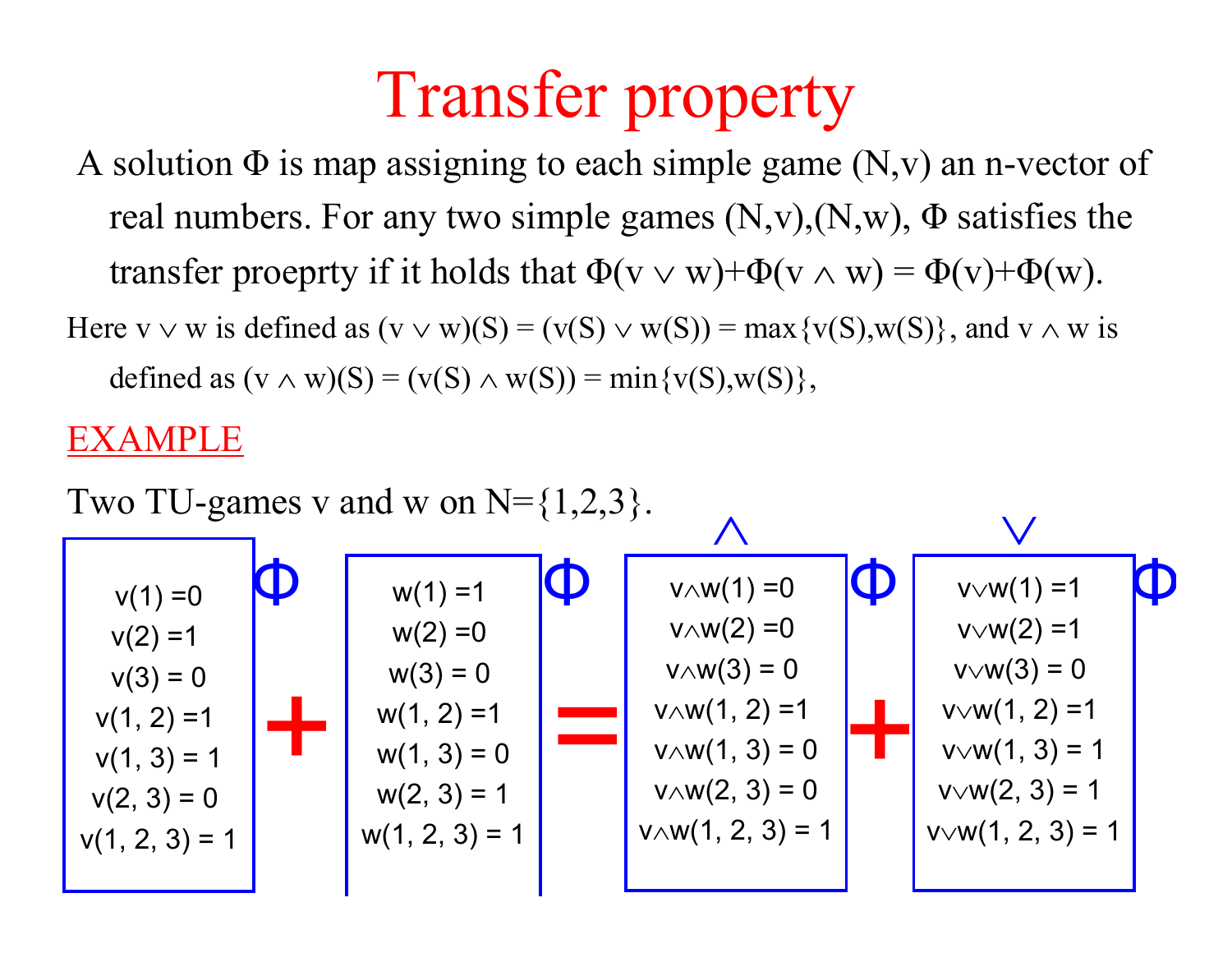# Transfer property

A solution $\Phi$ is map assigning to each simple game $(N,v)$ an n-vector of real numbers. For any two simple games $(N,v)$,$(N,w)$, $\Phi$ satisfies the transfer proeprty if it holds that $\Phi(v \vee w)+\Phi(v \wedge w) = \Phi(v)+\Phi(w)$.

Here $v \vee w$ is defined as $(v \vee w)(S) = (v(S) \vee w(S)) = \max\{v(S),w(S)\}$, and $v \wedge w$ is defined as $(v \wedge w)(S) = (v(S) \wedge w(S)) = \min\{v(S),w(S)\}$,

EXAMPLE

Two TU-games v and w on N={1,2,3}.

| $v$ | | $w$ | | $\wedge$ | | $\vee$ |
|---|---|---|---|---|---|---|
| $v(1) = 0$ | | $w(1) = 1$ | | $v \wedge w(1) = 0$ | | $v \vee w(1) = 1$ |
| $v(2) = 1$ | | $w(2) = 0$ | | $v \wedge w(2) = 0$ | | $v \vee w(2) = 1$ |
| $v(3) = 0$ | | $w(3) = 0$ | | $v \wedge w(3) = 0$ | | $v \vee w(3) = 0$ |
| $v(1, 2) = 1$ | + | $w(1, 2) = 1$ | = | $v \wedge w(1, 2) = 1$ | + | $v \vee w(1, 2) = 1$ |
| $v(1, 3) = 1$ | | $w(1, 3) = 0$ | | $v \wedge w(1, 3) = 0$ | | $v \vee w(1, 3) = 1$ |
| $v(2, 3) = 0$ | | $w(2, 3) = 1$ | | $v \wedge w(2, 3) = 0$ | | $v \vee w(2, 3) = 1$ |
| $v(1, 2, 3) = 1$ | | $w(1, 2, 3) = 1$ | | $v \wedge w(1, 2, 3) = 1$ | | $v \vee w(1, 2, 3) = 1$ |

$\Phi(v) + \Phi(w) = \Phi(v \wedge w) + \Phi(v \vee w)$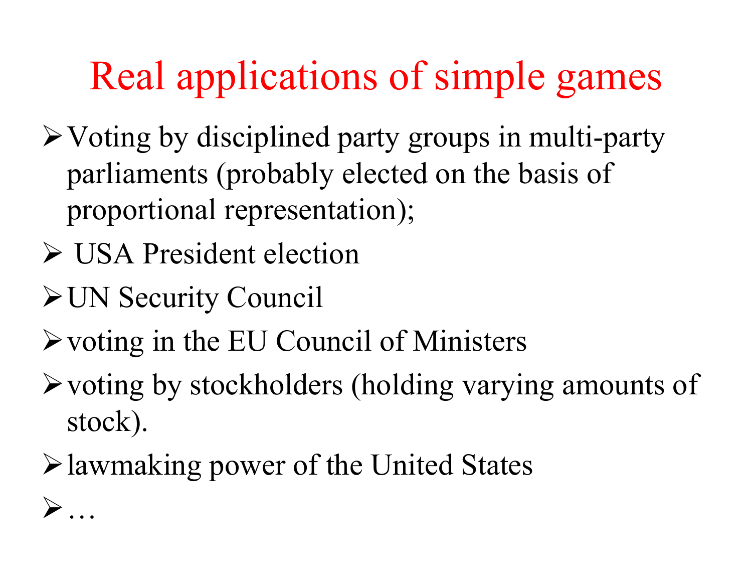# Real applications of simple games

- Voting by disciplined party groups in multi-party parliaments (probably elected on the basis of proportional representation);
- USA President election
- UN Security Council
- voting in the EU Council of Ministers
- voting by stockholders (holding varying amounts of stock).
- lawmaking power of the United States
- …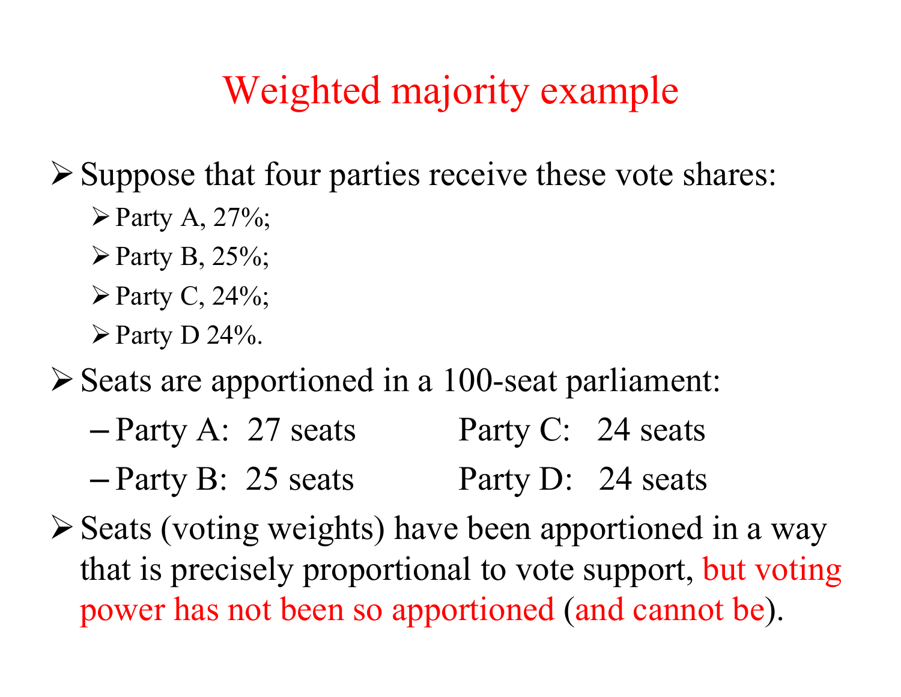# Weighted majority example

- Suppose that four parties receive these vote shares:
  - Party A, 27%;
  - Party B, 25%;
  - Party C, 24%;
  - Party D 24%.
- Seats are apportioned in a 100-seat parliament:
  - Party A: 27 seats
  - Party B: 25 seats
  - Party C: 24 seats
  - Party D: 24 seats
- Seats (voting weights) have been apportioned in a way that is precisely proportional to vote support, but voting power has not been so apportioned (and cannot be).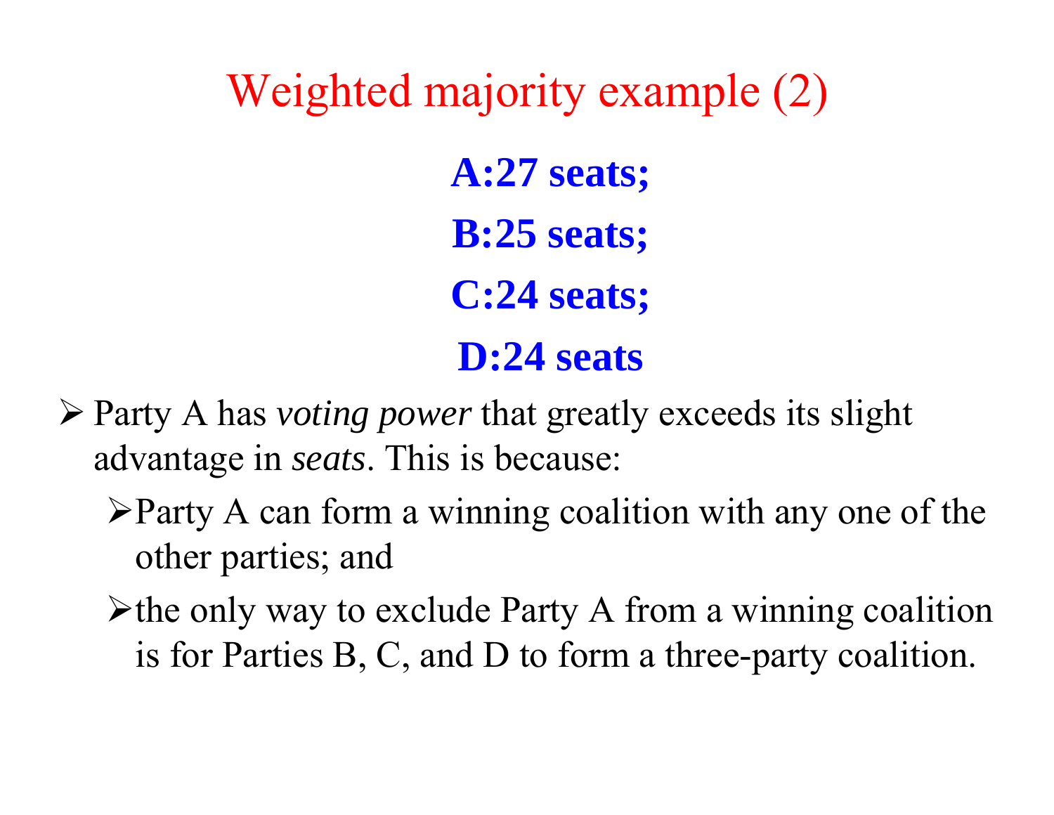# Weighted majority example (2)

**A:27 seats;**

**B:25 seats;**

**C:24 seats;**

**D:24 seats**

- Party A has *voting power* that greatly exceeds its slight advantage in *seats*. This is because:
  - Party A can form a winning coalition with any one of the other parties; and
  - the only way to exclude Party A from a winning coalition is for Parties B, C, and D to form a three-party coalition.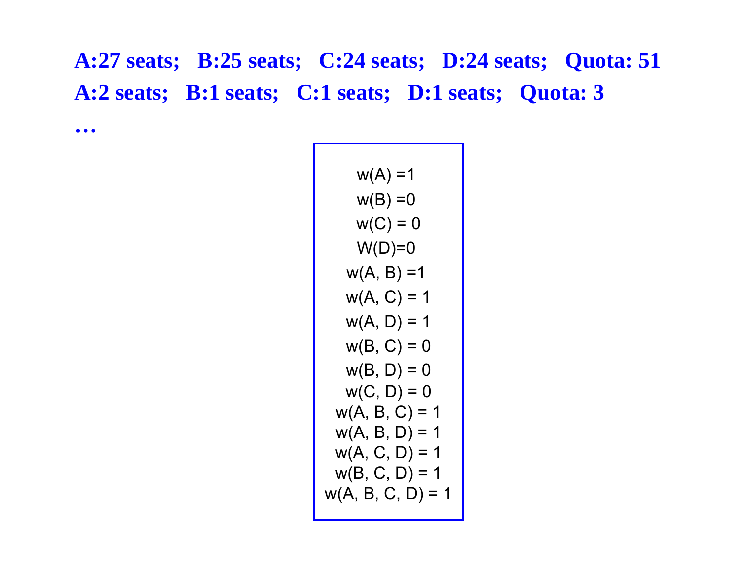**A:27 seats;   B:25 seats;   C:24 seats;   D:24 seats;   Quota: 51**

**A:2 seats;   B:1 seats;   C:1 seats;   D:1 seats;   Quota: 3**

**…**

w(A) =1
w(B) =0
w(C) = 0
W(D)=0
w(A, B) =1
w(A, C) = 1
w(A, D) = 1
w(B, C) = 0
w(B, D) = 0
w(C, D) = 0
w(A, B, C) = 1
w(A, B, D) = 1
w(A, C, D) = 1
w(B, C, D) = 1
w(A, B, C, D) = 1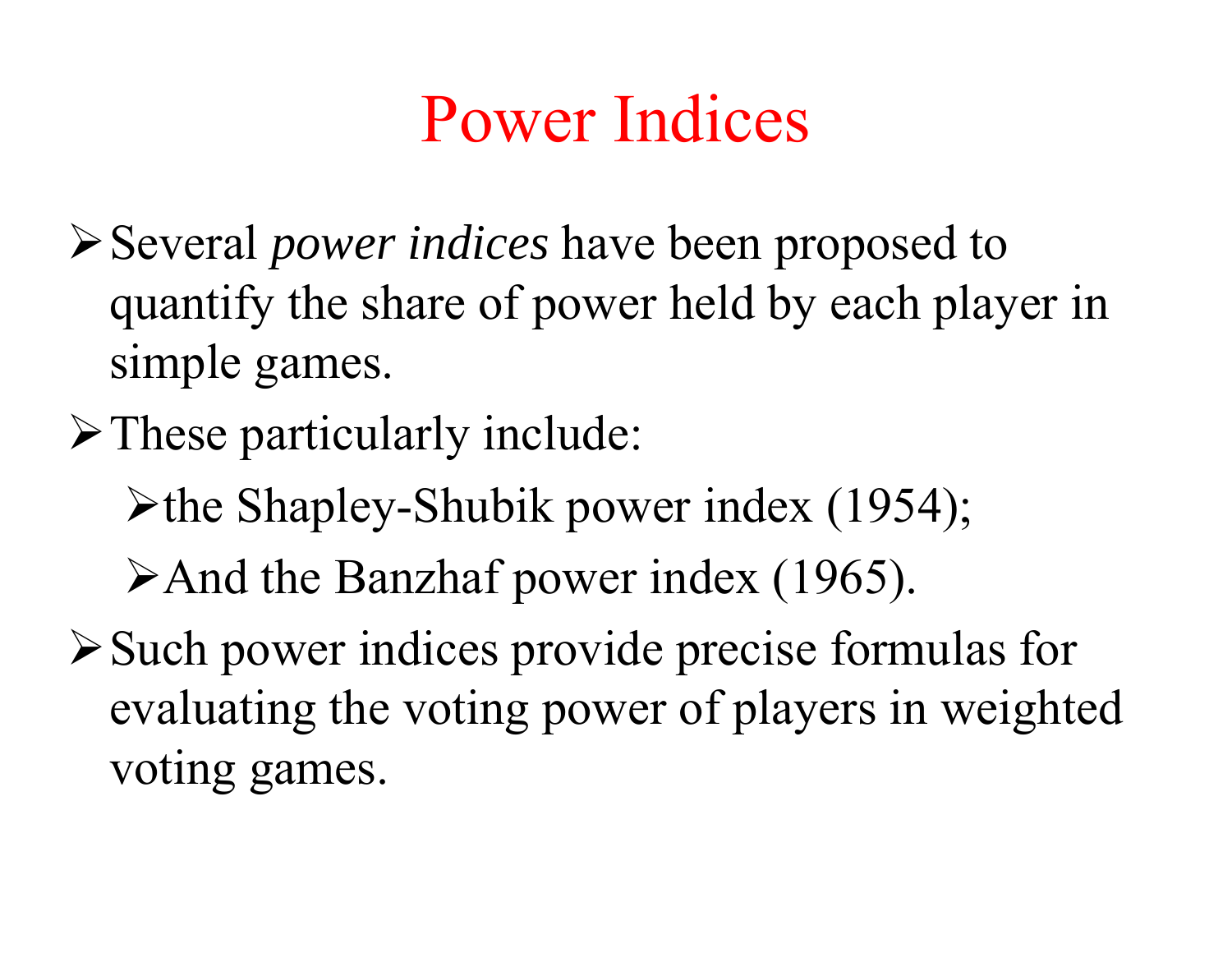# Power Indices

- Several *power indices* have been proposed to quantify the share of power held by each player in simple games.
- These particularly include:
  - the Shapley-Shubik power index (1954);
  - And the Banzhaf power index (1965).
- Such power indices provide precise formulas for evaluating the voting power of players in weighted voting games.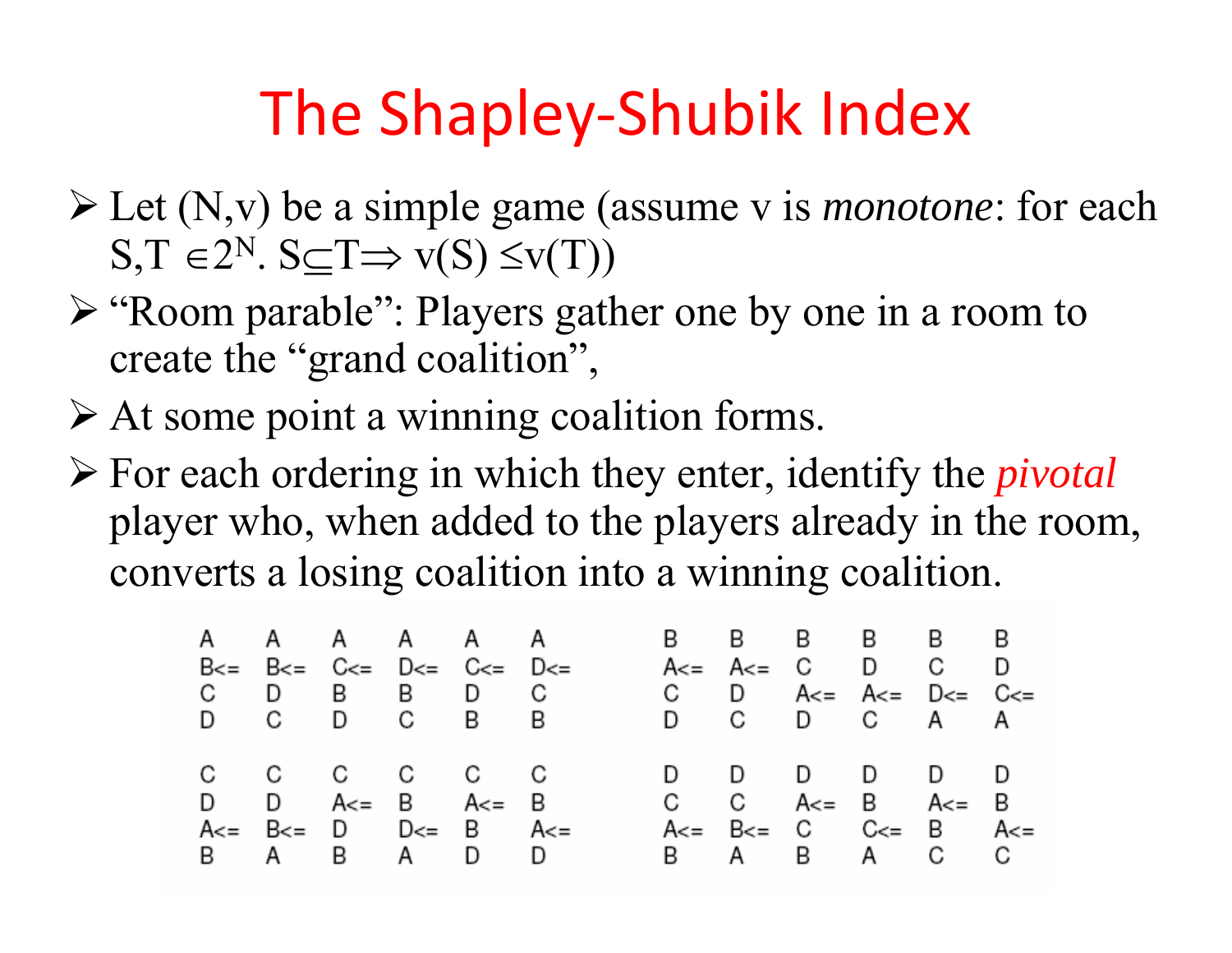# The Shapley-Shubik Index

- Let (N,v) be a simple game (assume v is *monotone*: for each S,T $\in 2^N$. $S \subseteq T \Rightarrow v(S) \leq v(T)$)
- "Room parable": Players gather one by one in a room to create the "grand coalition",
- At some point a winning coalition forms.
- For each ordering in which they enter, identify the *pivotal* player who, when added to the players already in the room, converts a losing coalition into a winning coalition.

| | | | | | | | | | | | |
|---|---|---|---|---|---|---|---|---|---|---|---|
| A | A | A | A | A | A | B | B | B | B | B | B |
| B<= | B<= | C<= | D<= | C<= | D<= | A<= | A<= | C | D | C | D |
| C | D | B | B | D | C | C | D | A<= | A<= | D<= | C<= |
| D | C | D | C | B | B | D | C | D | C | A | A |

| | | | | | | | | | | | |
|---|---|---|---|---|---|---|---|---|---|---|---|
| C | C | C | C | C | C | D | D | D | D | D | D |
| D | D | A<= | B | A<= | B | C | C | A<= | B | A<= | B |
| A<= | B<= | D | D<= | B | A<= | A<= | B<= | C | C<= | B | A<= |
| B | A | B | A | D | D | B | A | B | A | C | C |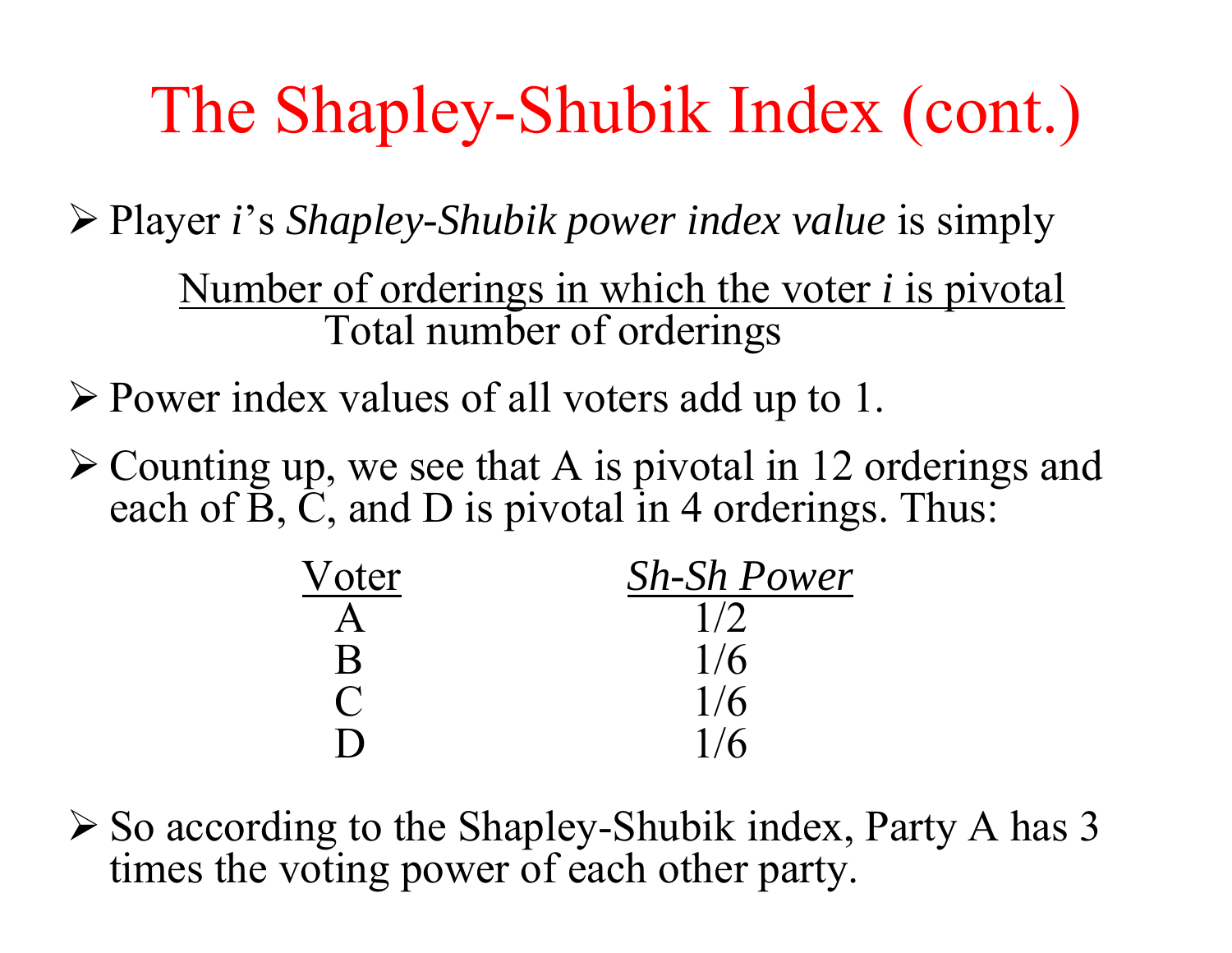# The Shapley-Shubik Index (cont.)

- Player *i*'s *Shapley-Shubik power index value* is simply

$$\frac{\text{Number of orderings in which the voter } i \text{ is pivotal}}{\text{Total number of orderings}}$$

- Power index values of all voters add up to 1.
- Counting up, we see that A is pivotal in 12 orderings and each of B, C, and D is pivotal in 4 orderings. Thus:

| Voter | *Sh-Sh Power* |
| --- | --- |
| A | 1/2 |
| B | 1/6 |
| C | 1/6 |
| D | 1/6 |

- So according to the Shapley-Shubik index, Party A has 3 times the voting power of each other party.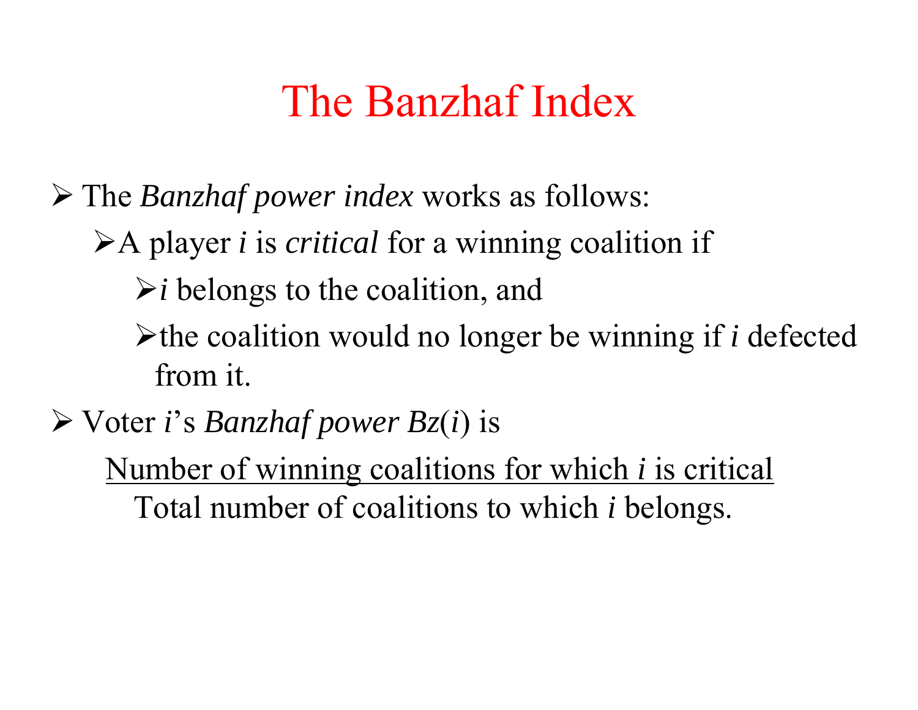# The Banzhaf Index

- The *Banzhaf power index* works as follows:
  - A player $i$ is *critical* for a winning coalition if
    - $i$ belongs to the coalition, and
    - the coalition would no longer be winning if $i$ defected from it.
- Voter $i$'s *Banzhaf power* $Bz(i)$ is

$$Bz(i) = \frac{\text{Number of winning coalitions for which } i \text{ is critical}}{\text{Total number of coalitions to which } i \text{ belongs.}}$$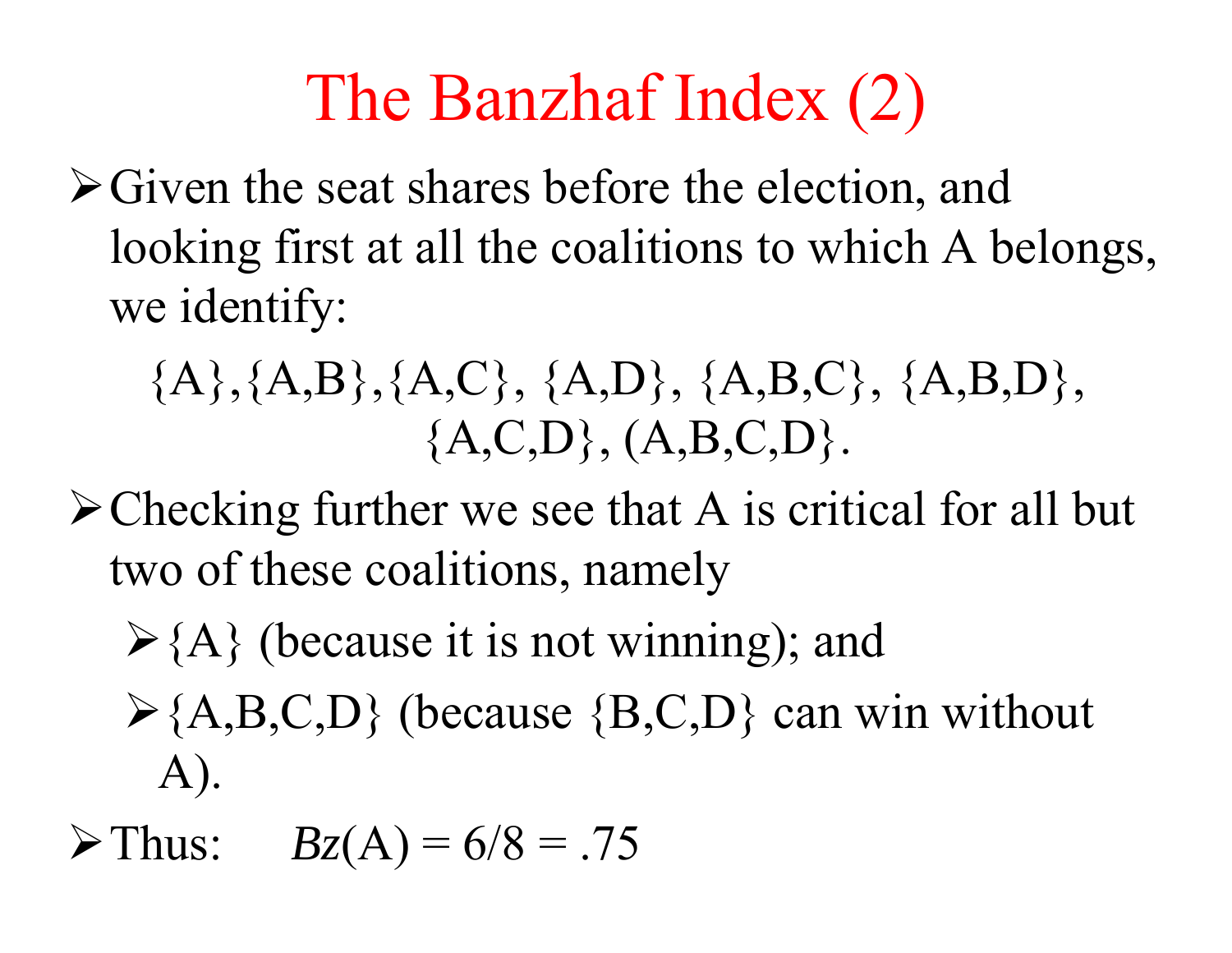# The Banzhaf Index (2)

- Given the seat shares before the election, and looking first at all the coalitions to which A belongs, we identify:

  {A},{A,B},{A,C}, {A,D}, {A,B,C}, {A,B,D}, {A,C,D}, (A,B,C,D}.

- Checking further we see that A is critical for all but two of these coalitions, namely
  - {A} (because it is not winning); and
  - {A,B,C,D} (because {B,C,D} can win without A).
- Thus: $Bz(\text{A}) = 6/8 = .75$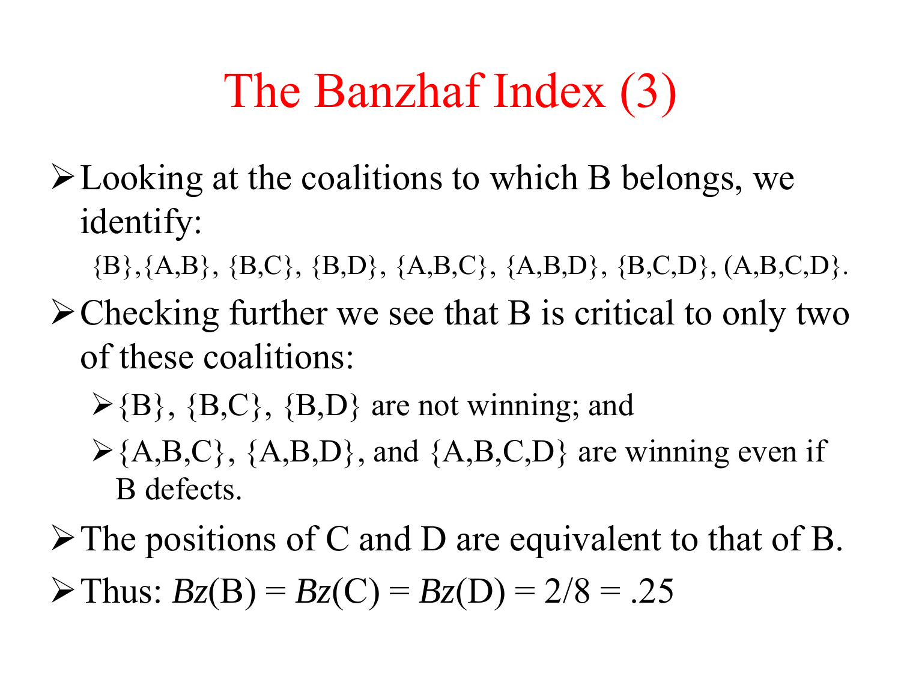# The Banzhaf Index (3)

- Looking at the coalitions to which B belongs, we identify:

  {B},{A,B}, {B,C}, {B,D}, {A,B,C}, {A,B,D}, {B,C,D}, (A,B,C,D}.

- Checking further we see that B is critical to only two of these coalitions:
  - {B}, {B,C}, {B,D} are not winning; and
  - {A,B,C}, {A,B,D}, and {A,B,C,D} are winning even if B defects.
- The positions of C and D are equivalent to that of B.
- Thus: *Bz*(B) = *Bz*(C) = *Bz*(D) = 2/8 = .25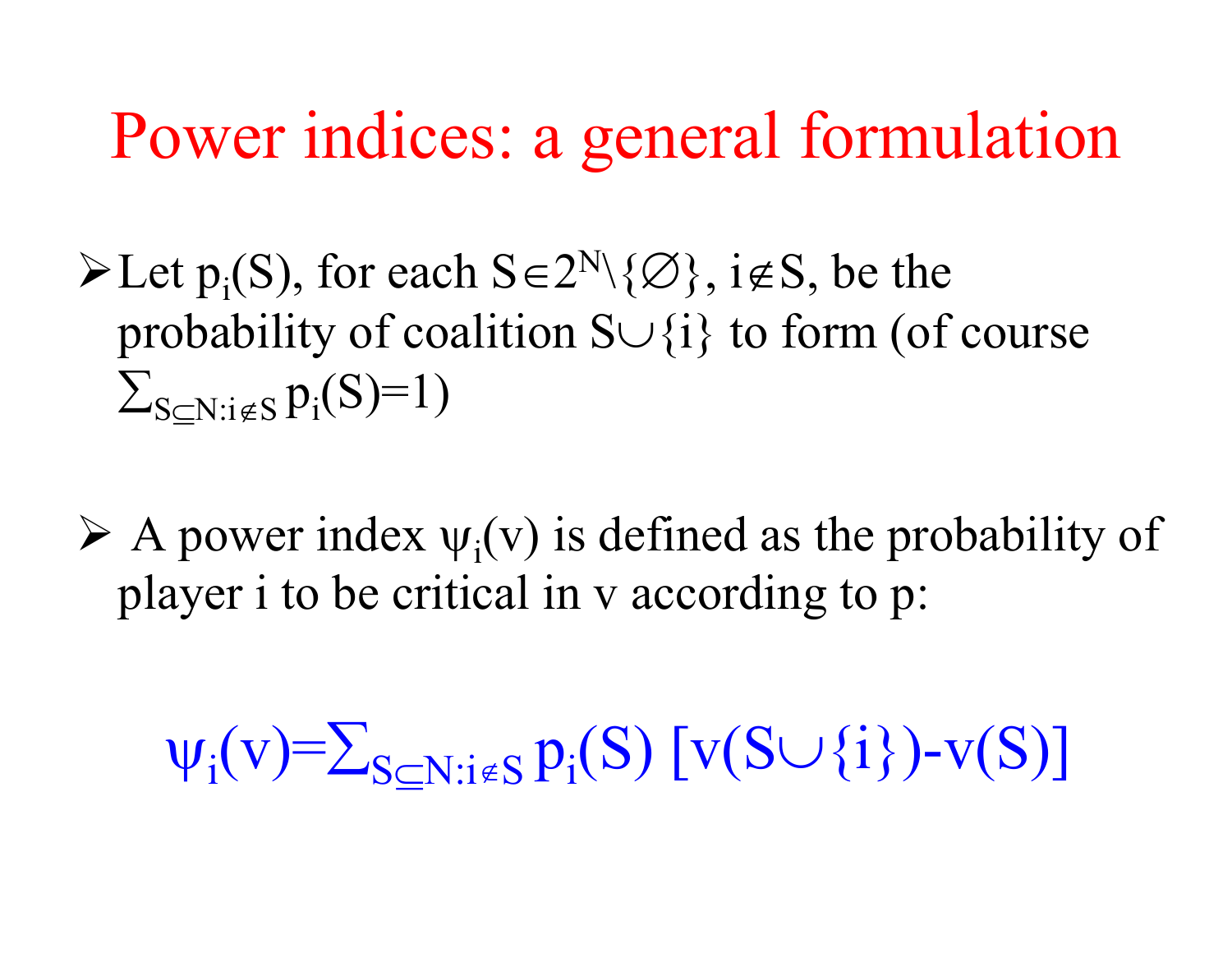# Power indices: a general formulation

- Let $p_i(S)$, for each $S \in 2^N \setminus \{\emptyset\}$, $i \notin S$, be the probability of coalition $S \cup \{i\}$ to form (of course $\sum_{S \subseteq N: i \notin S} p_i(S) = 1$)

- A power index $\psi_i(v)$ is defined as the probability of player i to be critical in v according to p:

$$\psi_i(v) = \sum_{S \subseteq N: i \notin S} p_i(S) \, [v(S \cup \{i\}) - v(S)]$$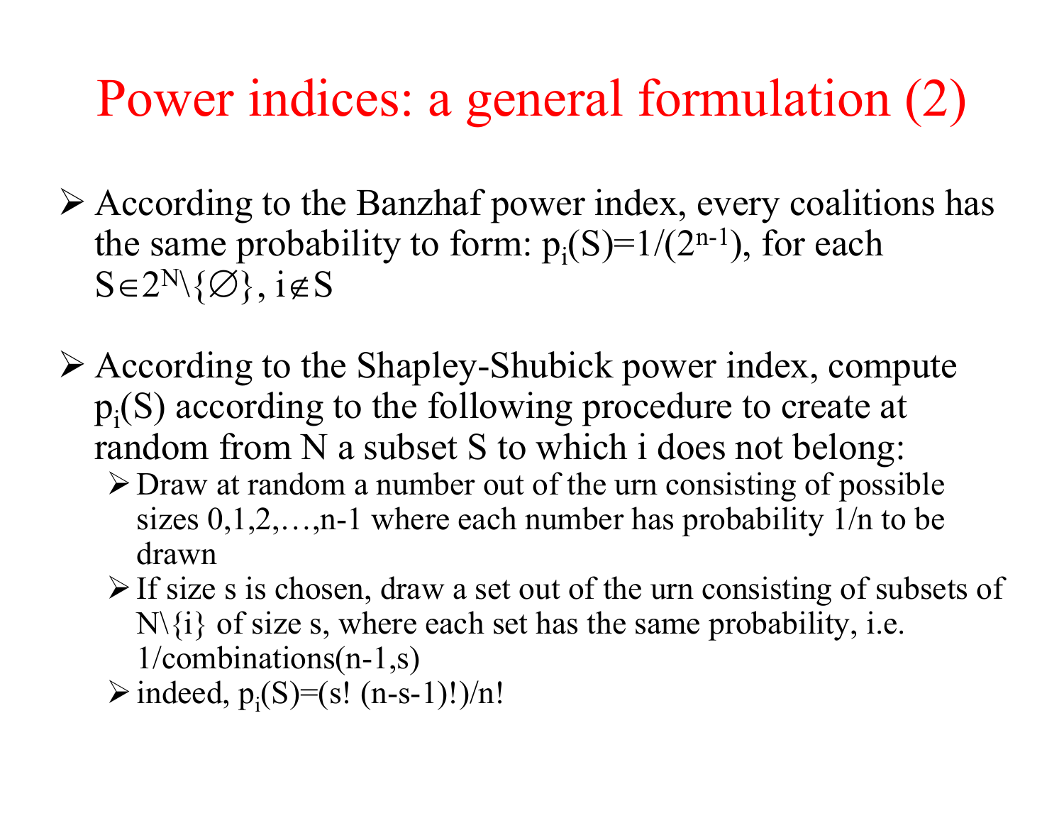# Power indices: a general formulation (2)

- According to the Banzhaf power index, every coalitions has the same probability to form: $p_i(S)=1/(2^{n-1})$, for each $S \in 2^N \setminus \{\emptyset\}$, $i \notin S$

- According to the Shapley-Shubick power index, compute $p_i(S)$ according to the following procedure to create at random from N a subset S to which i does not belong:
  - Draw at random a number out of the urn consisting of possible sizes 0,1,2,…,n-1 where each number has probability 1/n to be drawn
  - If size s is chosen, draw a set out of the urn consisting of subsets of $N \setminus \{i\}$ of size s, where each set has the same probability, i.e. 1/combinations(n-1,s)
  - indeed, $p_i(S)=(s!\ (n-s-1)!)/n!$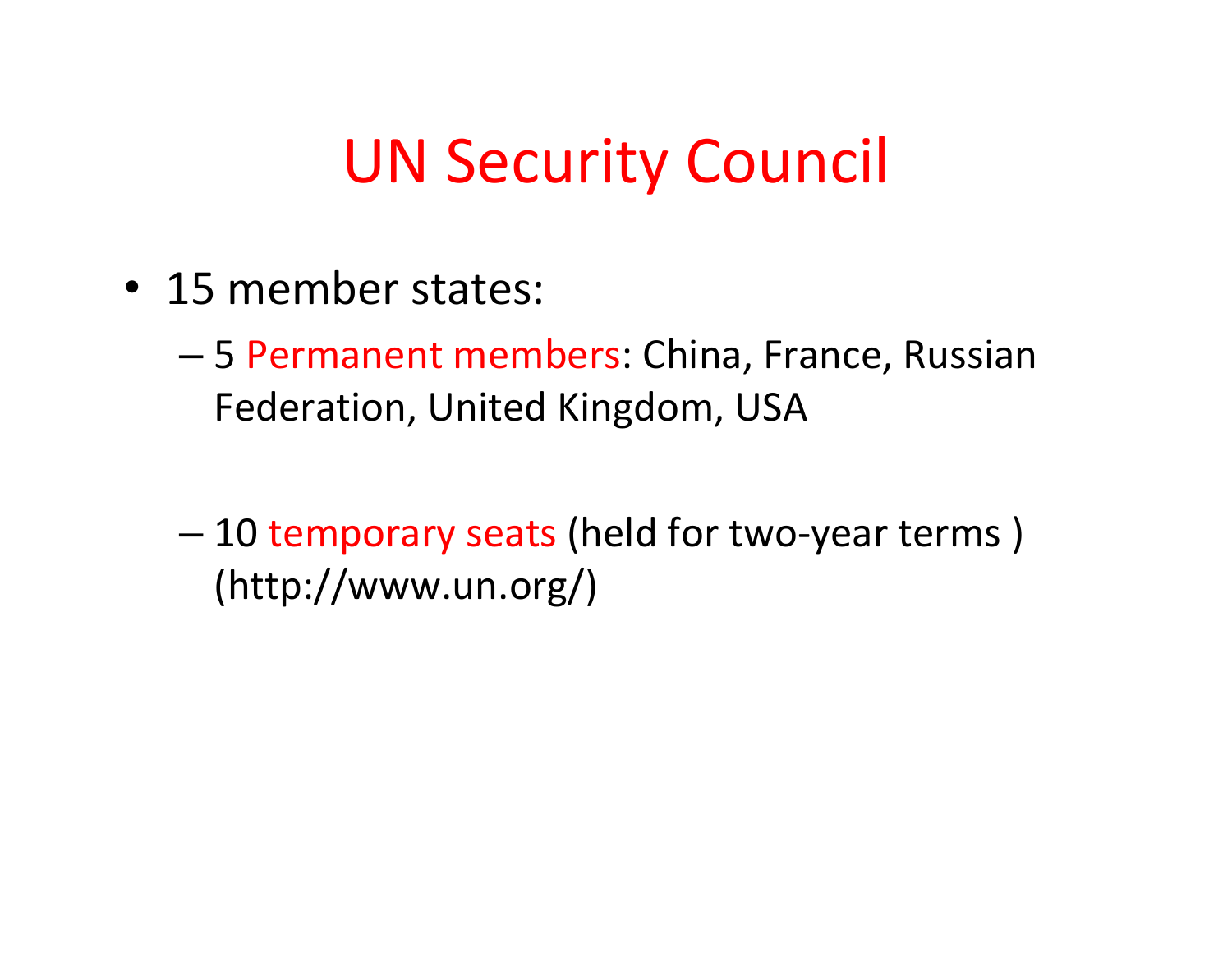# UN Security Council

- 15 member states:
  - 5 Permanent members: China, France, Russian Federation, United Kingdom, USA
  - 10 temporary seats (held for two-year terms ) (http://www.un.org/)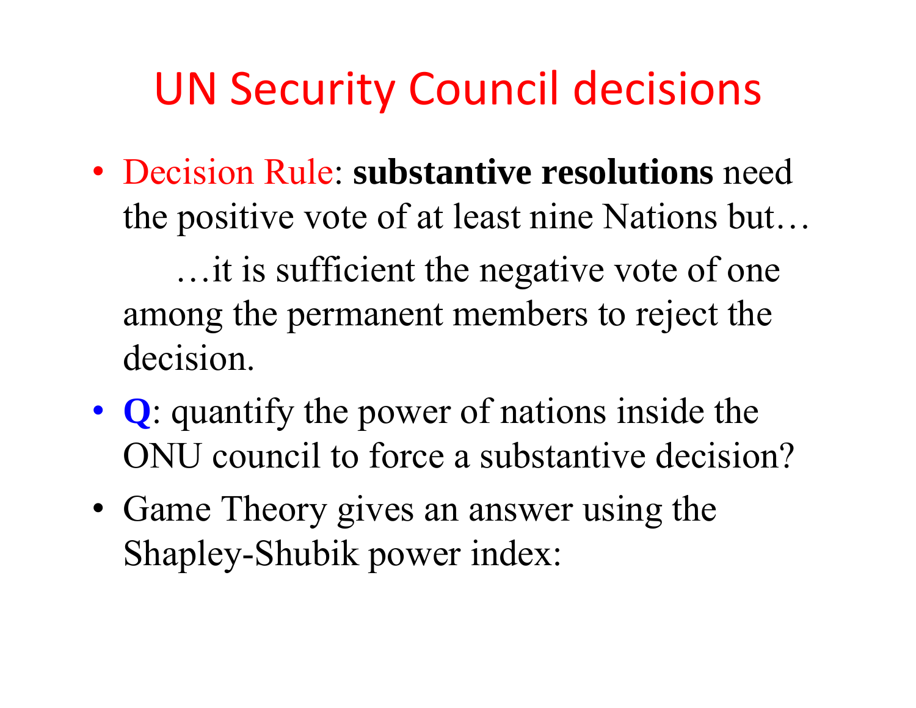# UN Security Council decisions

- Decision Rule: **substantive resolutions** need the positive vote of at least nine Nations but…

  …it is sufficient the negative vote of one among the permanent members to reject the decision.

- **Q**: quantify the power of nations inside the ONU council to force a substantive decision?
- Game Theory gives an answer using the Shapley-Shubik power index: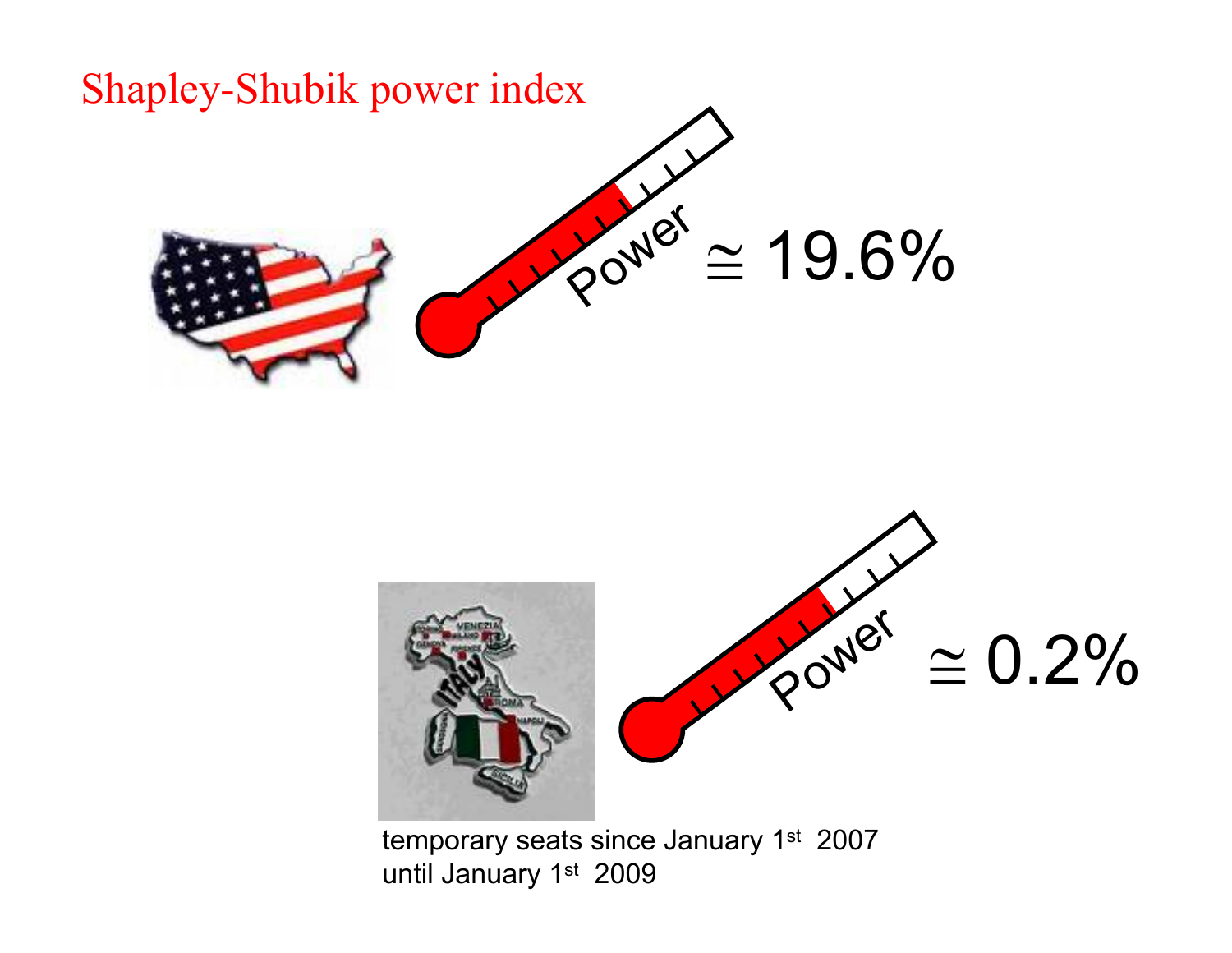# Shapley-Shubik power index

Power $\cong$ 19.6%

Power $\cong$ 0.2%

temporary seats since January 1st 2007
until January 1st 2009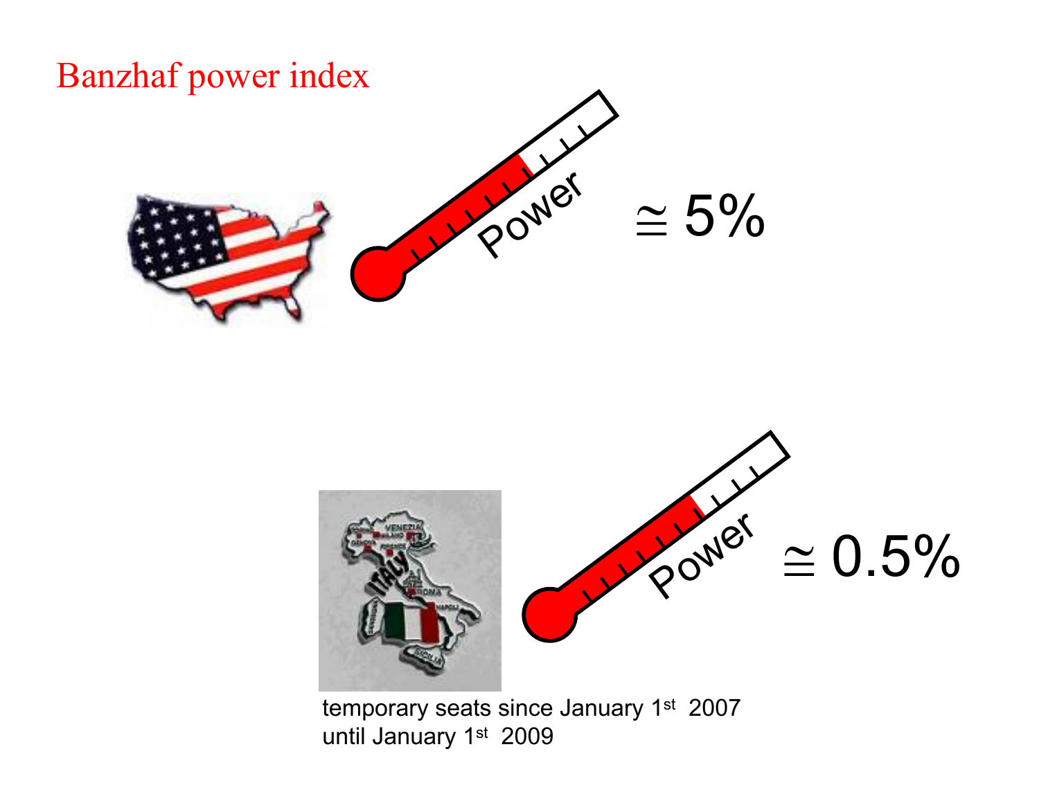# Banzhaf power index

Power $\cong 5\%$

Power $\cong 0.5\%$

temporary seats since January 1st 2007 until January 1st 2009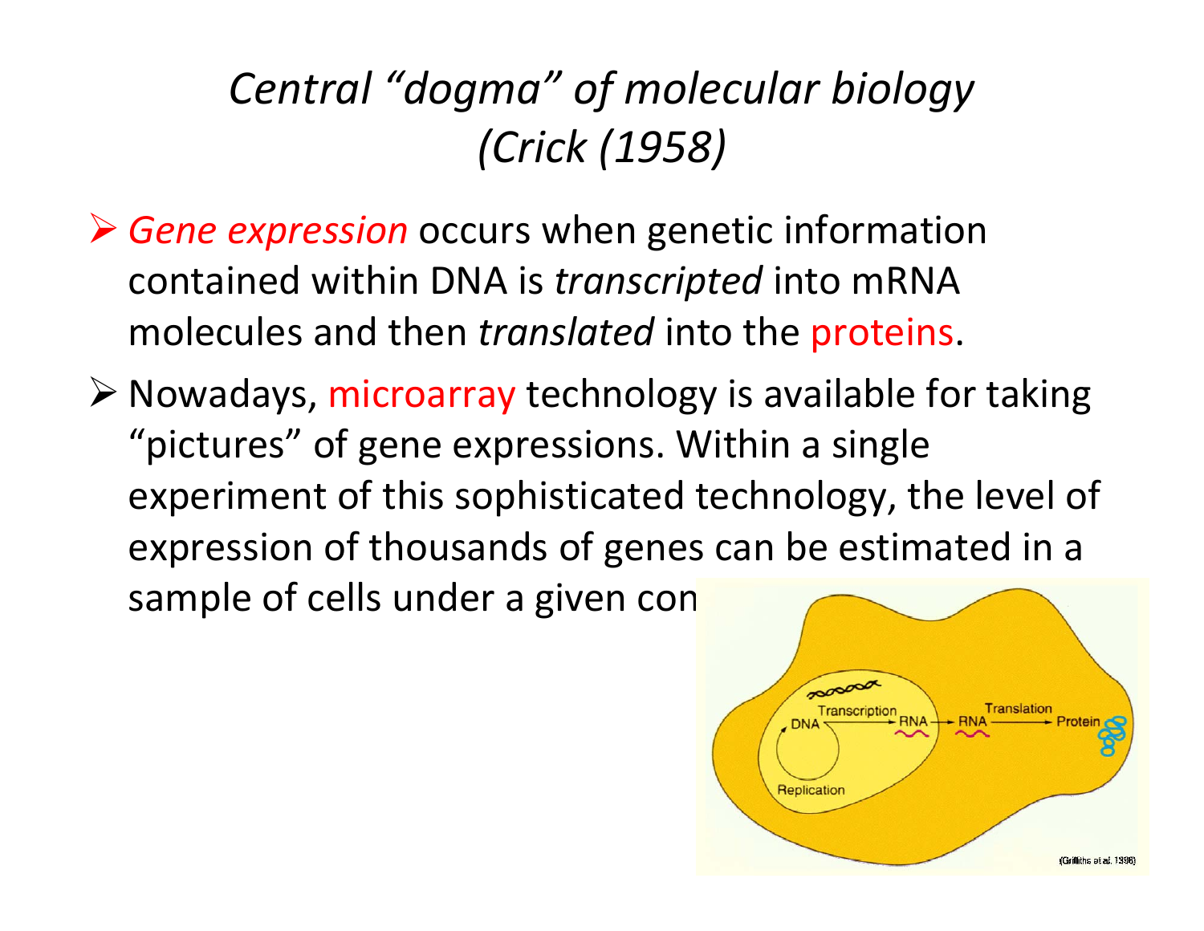# *Central "dogma" of molecular biology (Crick (1958)*

- *Gene expression* occurs when genetic information contained within DNA is *transcripted* into mRNA molecules and then *translated* into the proteins.
- Nowadays, microarray technology is available for taking "pictures" of gene expressions. Within a single experiment of this sophisticated technology, the level of expression of thousands of genes can be estimated in a sample of cells under a given con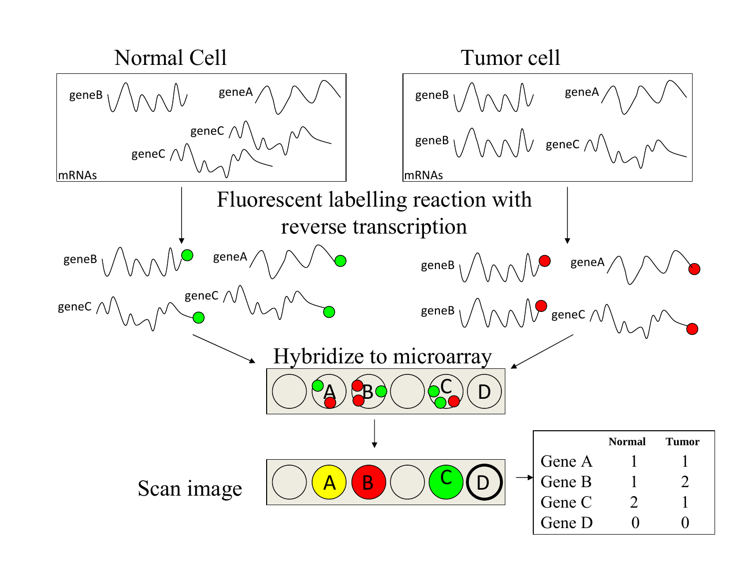Normal Cell

Tumor cell

mRNAs

Fluorescent labelling reaction with reverse transcription

Hybridize to microarray

Scan image

| | Normal | Tumor |
|---|---|---|
| Gene A | 1 | 1 |
| Gene B | 1 | 2 |
| Gene C | 2 | 1 |
| Gene D | 0 | 0 |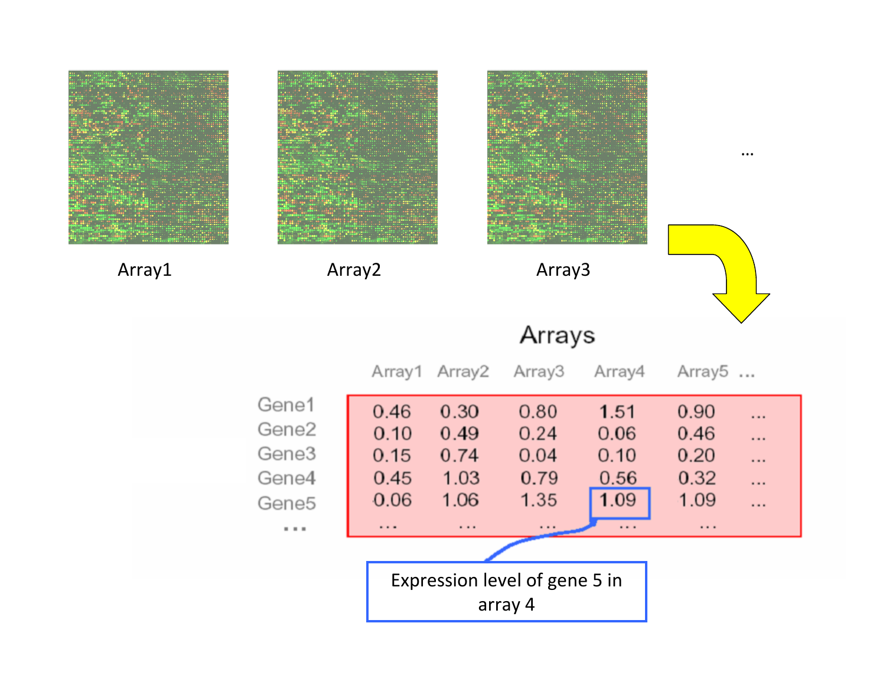Array1 Array2 Array3 ...

**Arrays**

| | Array1 | Array2 | Array3 | Array4 | Array5 | ... |
|---|---|---|---|---|---|---|
| Gene1 | 0.46 | 0.30 | 0.80 | 1.51 | 0.90 | ... |
| Gene2 | 0.10 | 0.49 | 0.24 | 0.06 | 0.46 | ... |
| Gene3 | 0.15 | 0.74 | 0.04 | 0.10 | 0.20 | ... |
| Gene4 | 0.45 | 1.03 | 0.79 | 0.56 | 0.32 | ... |
| Gene5 | 0.06 | 1.06 | 1.35 | 1.09 | 1.09 | ... |
| ... | ... | ... | ... | ... | ... | |

Expression level of gene 5 in array 4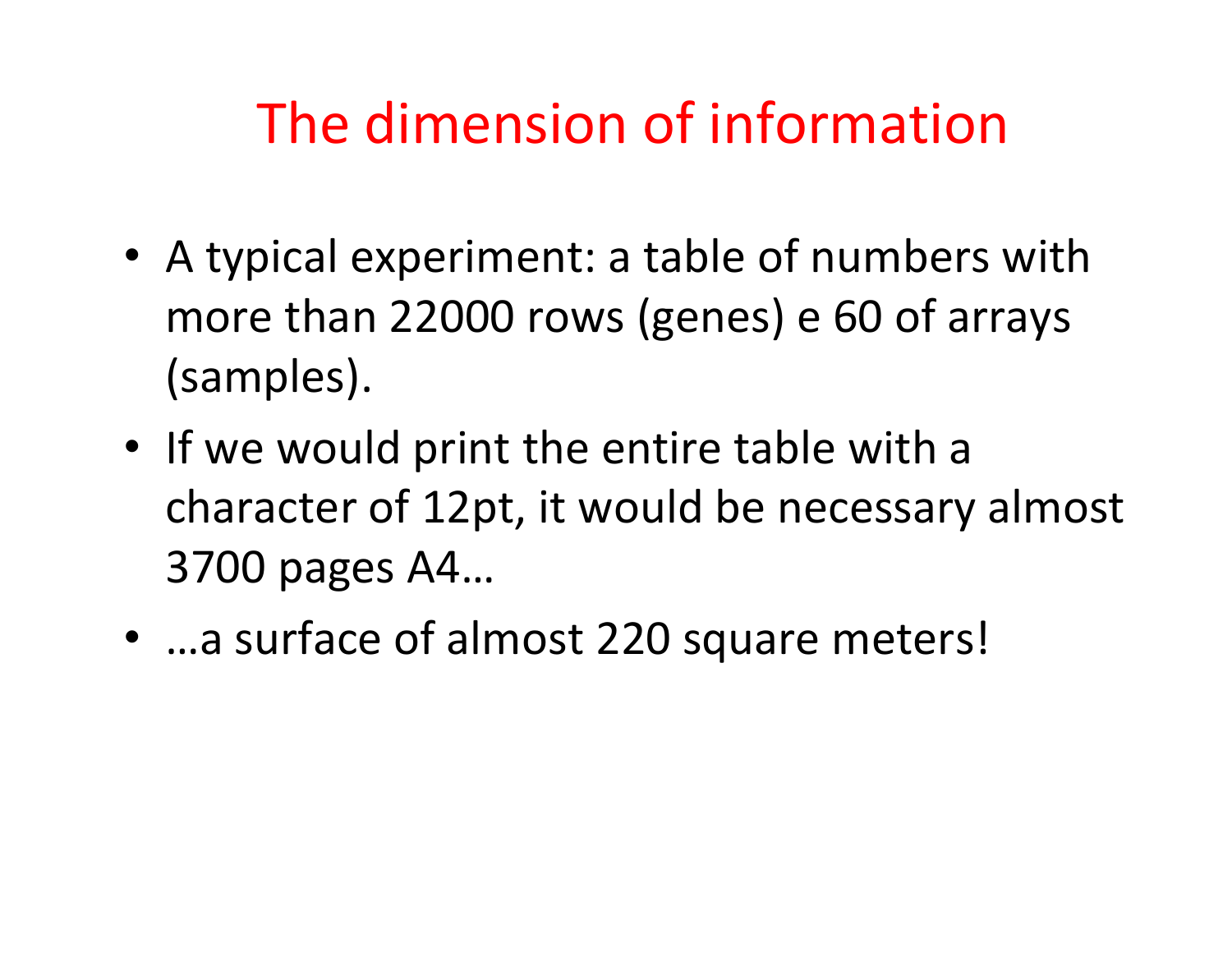# The dimension of information

- A typical experiment: a table of numbers with more than 22000 rows (genes) e 60 of arrays (samples).
- If we would print the entire table with a character of 12pt, it would be necessary almost 3700 pages A4…
- …a surface of almost 220 square meters!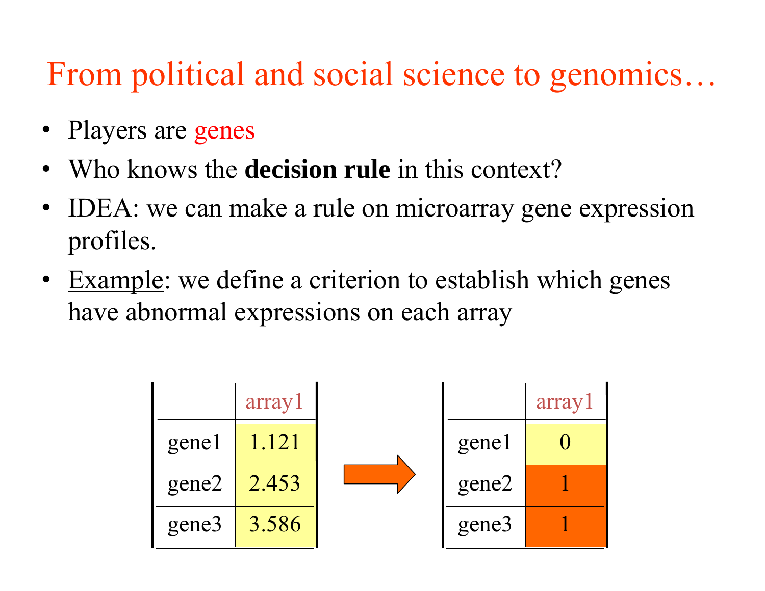# From political and social science to genomics…

- Players are genes
- Who knows the **decision rule** in this context?
- IDEA: we can make a rule on microarray gene expression profiles.
- Example: we define a criterion to establish which genes have abnormal expressions on each array

| | array1 |
|---|---|
| gene1 | 1.121 |
| gene2 | 2.453 |
| gene3 | 3.586 |

→

| | array1 |
|---|---|
| gene1 | 0 |
| gene2 | 1 |
| gene3 | 1 |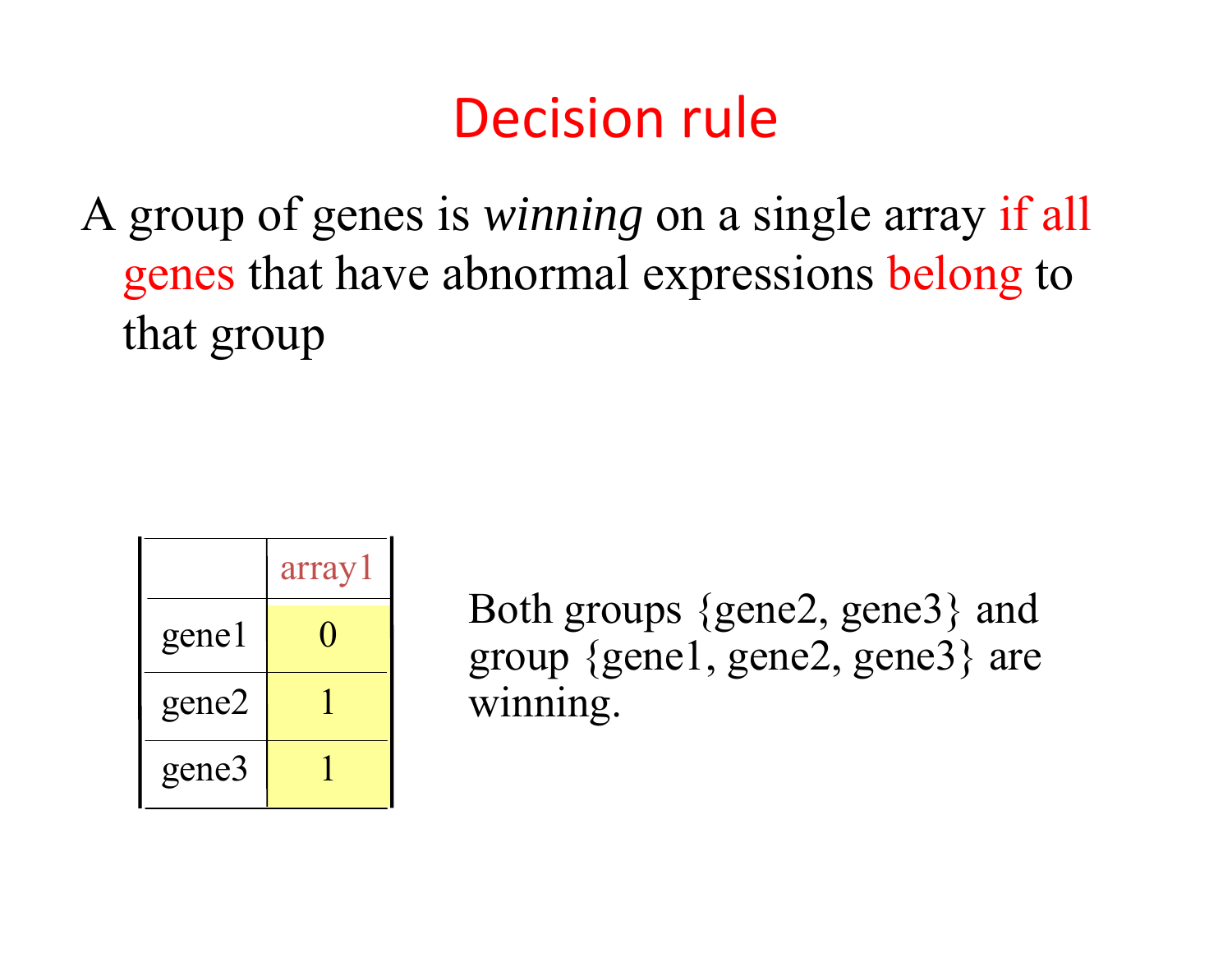# Decision rule

A group of genes is *winning* on a single array if all genes that have abnormal expressions belong to that group

| | array1 |
|---|---|
| gene1 | 0 |
| gene2 | 1 |
| gene3 | 1 |

Both groups {gene2, gene3} and group {gene1, gene2, gene3} are winning.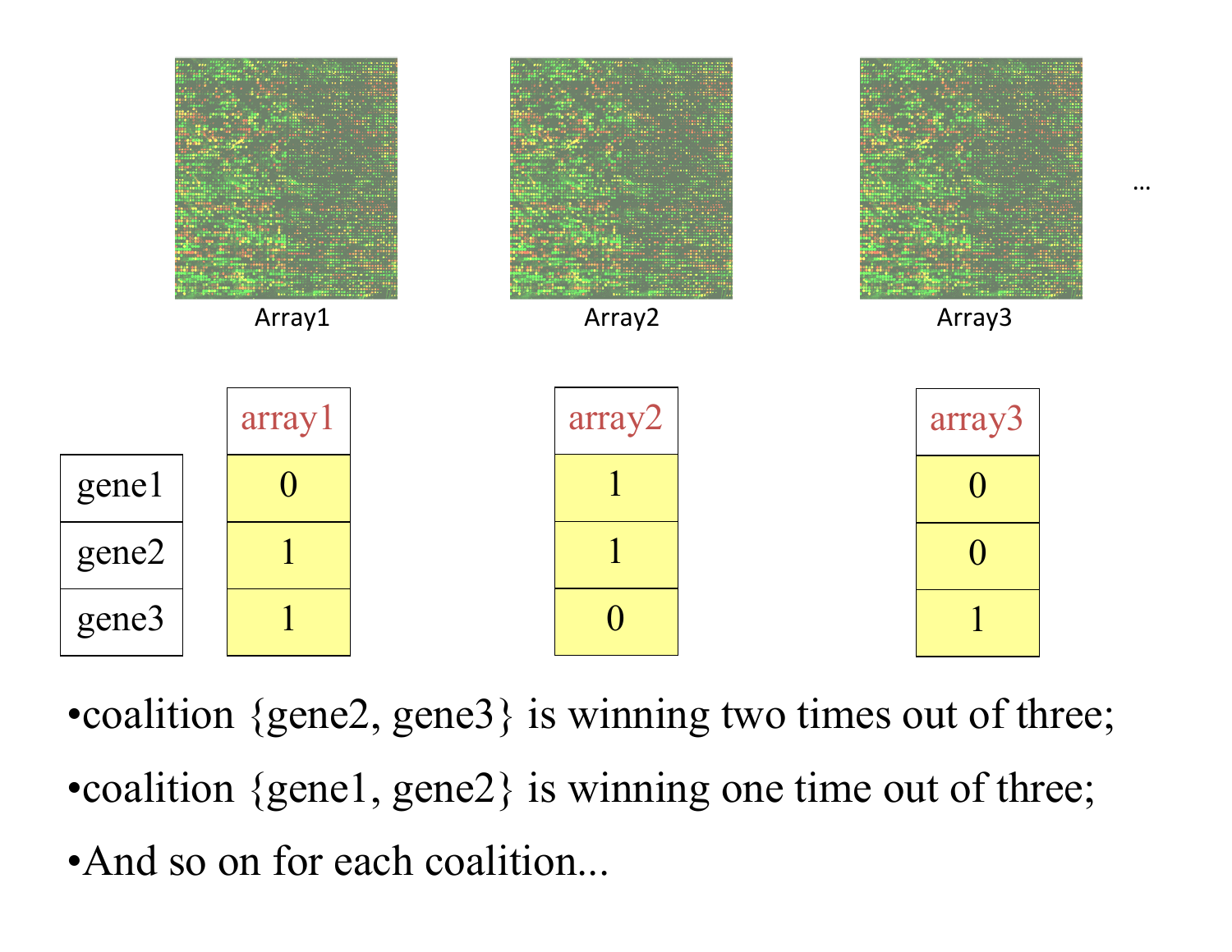Array1 Array2 Array3 ...

|  | array1 | array2 | array3 |
|---|---|---|---|
| gene1 | 0 | 1 | 0 |
| gene2 | 1 | 1 | 0 |
| gene3 | 1 | 0 | 1 |

- coalition {gene2, gene3} is winning two times out of three;
- coalition {gene1, gene2} is winning one time out of three;
- And so on for each coalition...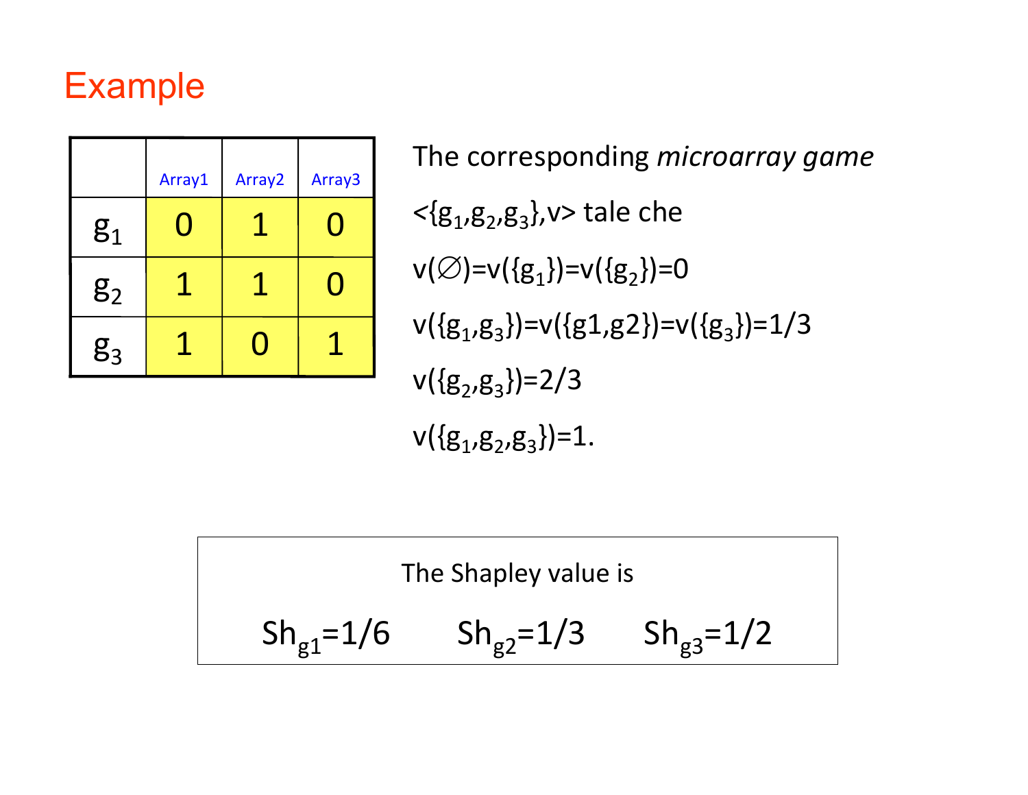# Example

| | Array1 | Array2 | Array3 |
|---|---|---|---|
| $g_1$ | 0 | 1 | 0 |
| $g_2$ | 1 | 1 | 0 |
| $g_3$ | 1 | 0 | 1 |

The corresponding *microarray game*

$<\{g_1,g_2,g_3\},v>$ tale che

$v(\emptyset)=v(\{g_1\})=v(\{g_2\})=0$

$v(\{g_1,g_3\})=v(\{g1,g2\})=v(\{g_3\})=1/3$

$v(\{g_2,g_3\})=2/3$

$v(\{g_1,g_2,g_3\})=1.$

The Shapley value is

$Sh_{g1}=1/6$ $Sh_{g2}=1/3$ $Sh_{g3}=1/2$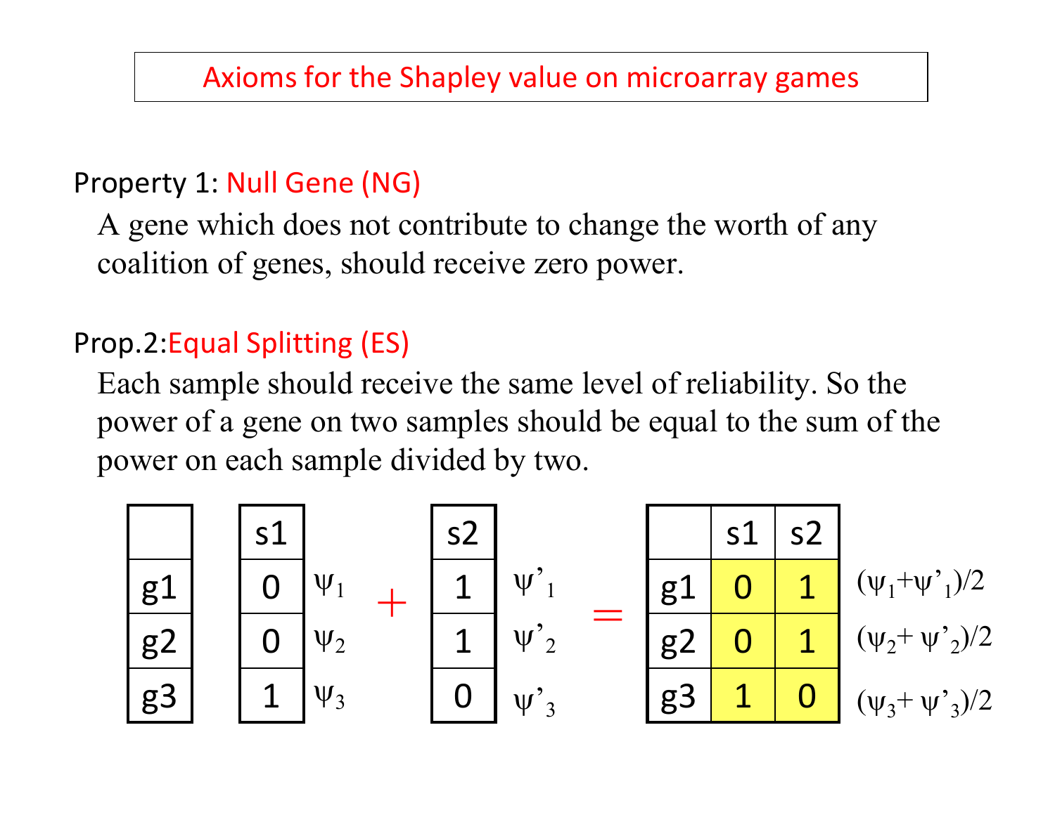# Axioms for the Shapley value on microarray games

**Property 1:** Null Gene (NG)

A gene which does not contribute to change the worth of any coalition of genes, should receive zero power.

**Prop.2:** Equal Splitting (ES)

Each sample should receive the same level of reliability. So the power of a gene on two samples should be equal to the sum of the power on each sample divided by two.

| | s1 | | | s2 | | | | s1 | s2 | |
|---|---|---|---|---|---|---|---|---|---|---|
| g1 | 0 | $\psi_1$ | + | 1 | $\psi'_1$ | = | g1 | 0 | 1 | $(\psi_1+\psi'_1)/2$ |
| g2 | 0 | $\psi_2$ | | 1 | $\psi'_2$ | | g2 | 0 | 1 | $(\psi_2+\psi'_2)/2$ |
| g3 | 1 | $\psi_3$ | | 0 | $\psi'_3$ | | g3 | 1 | 0 | $(\psi_3+\psi'_3)/2$ |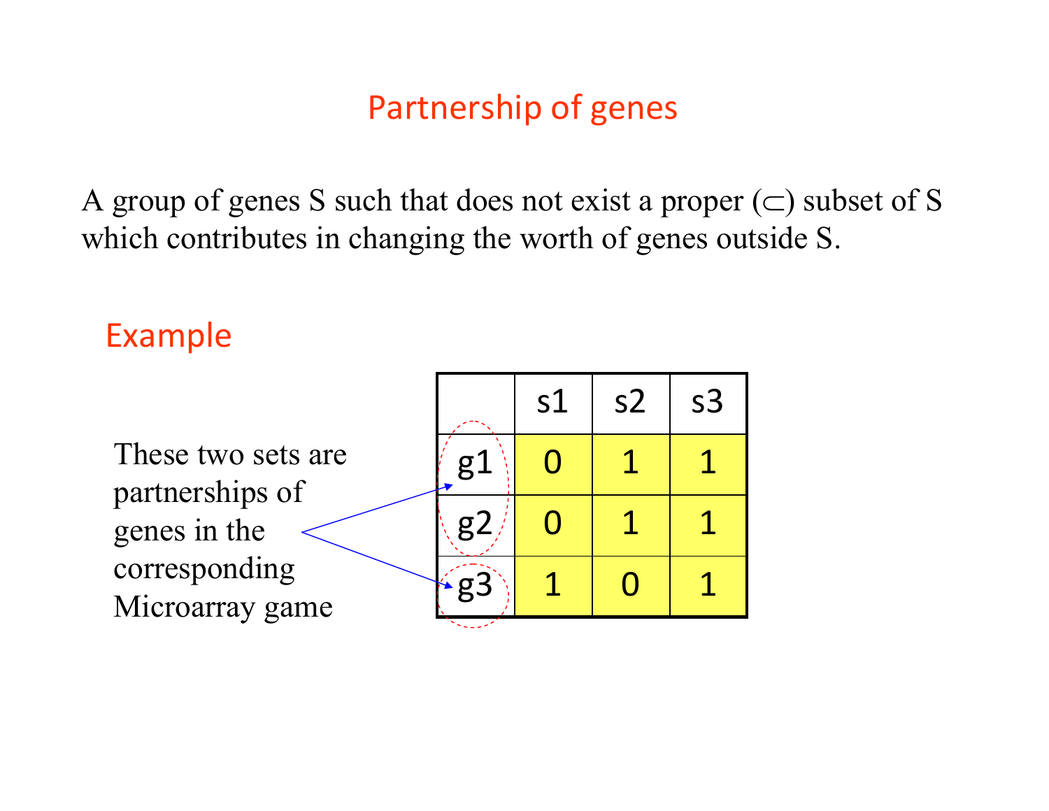# Partnership of genes

A group of genes S such that does not exist a proper ($\subset$) subset of S which contributes in changing the worth of genes outside S.

## Example

These two sets are partnerships of genes in the corresponding Microarray game

|  | s1 | s2 | s3 |
|---|---|---|---|
| g1 | 0 | 1 | 1 |
| g2 | 0 | 1 | 1 |
| g3 | 1 | 0 | 1 |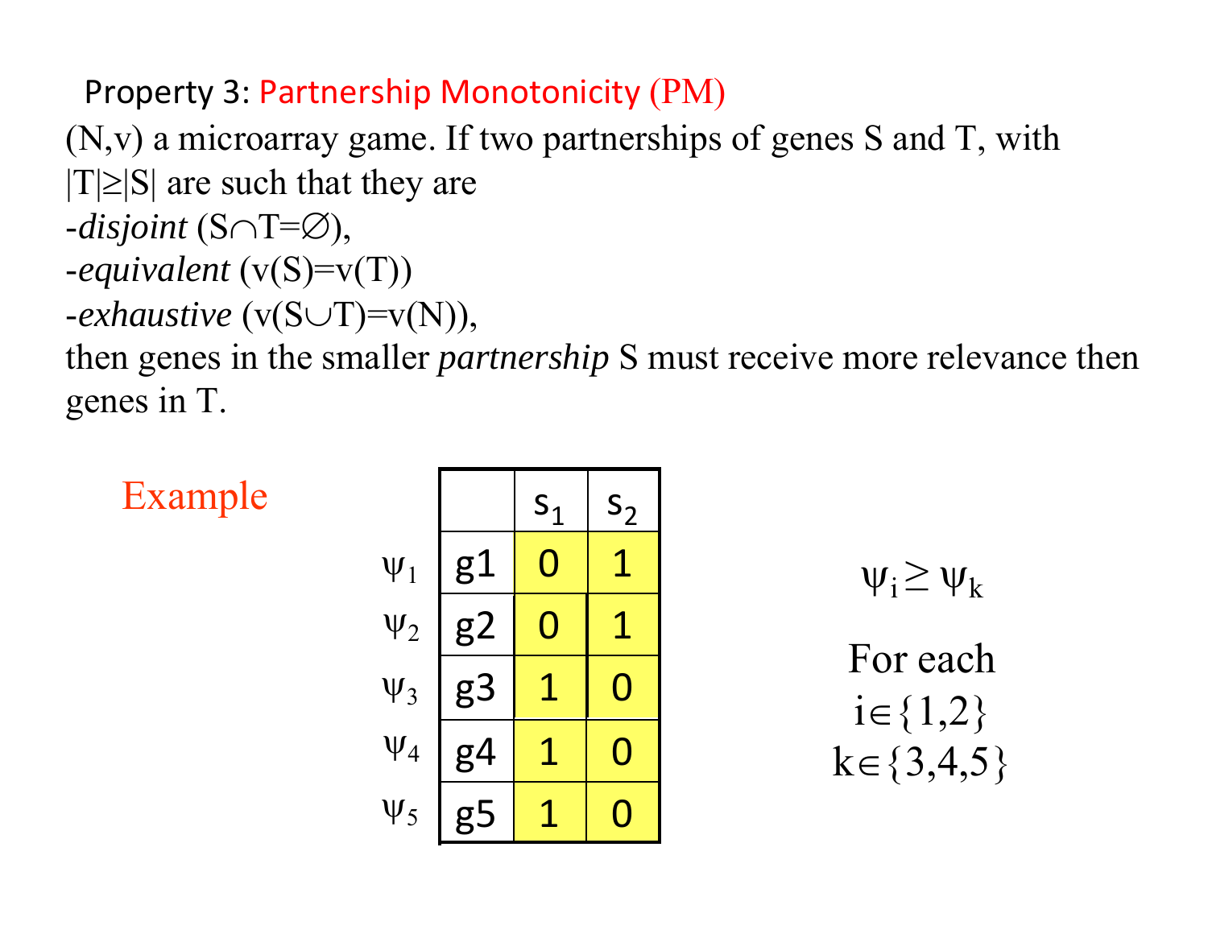Property 3: Partnership Monotonicity (PM)

(N,v) a microarray game. If two partnerships of genes S and T, with $|T| \geq |S|$ are such that they are

-*disjoint* ($S \cap T = \emptyset$),

-*equivalent* ($v(S)=v(T)$)

-*exhaustive* ($v(S \cup T)=v(N)$),

then genes in the smaller *partnership* S must receive more relevance then genes in T.

Example

| | | $s_1$ | $s_2$ |
|---|---|---|---|
| $\psi_1$ | g1 | 0 | 1 |
| $\psi_2$ | g2 | 0 | 1 |
| $\psi_3$ | g3 | 1 | 0 |
| $\psi_4$ | g4 | 1 | 0 |
| $\psi_5$ | g5 | 1 | 0 |

$\psi_i \geq \psi_k$

For each $i \in \{1,2\}$ $k \in \{3,4,5\}$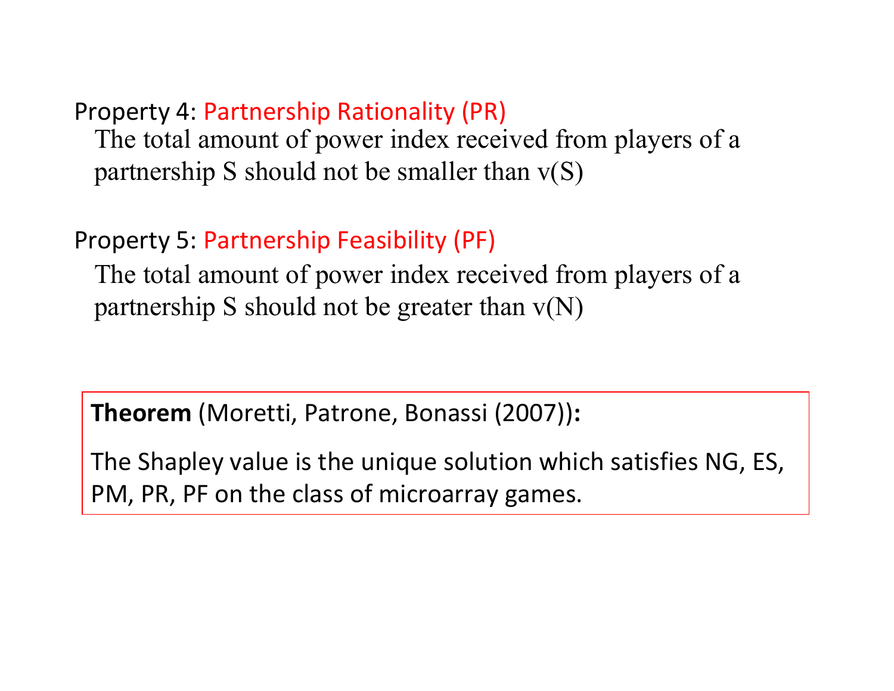Property 4: Partnership Rationality (PR)

The total amount of power index received from players of a partnership S should not be smaller than v(S)

Property 5: Partnership Feasibility (PF)

The total amount of power index received from players of a partnership S should not be greater than v(N)

**Theorem** (Moretti, Patrone, Bonassi (2007))**:**

The Shapley value is the unique solution which satisfies NG, ES, PM, PR, PF on the class of microarray games.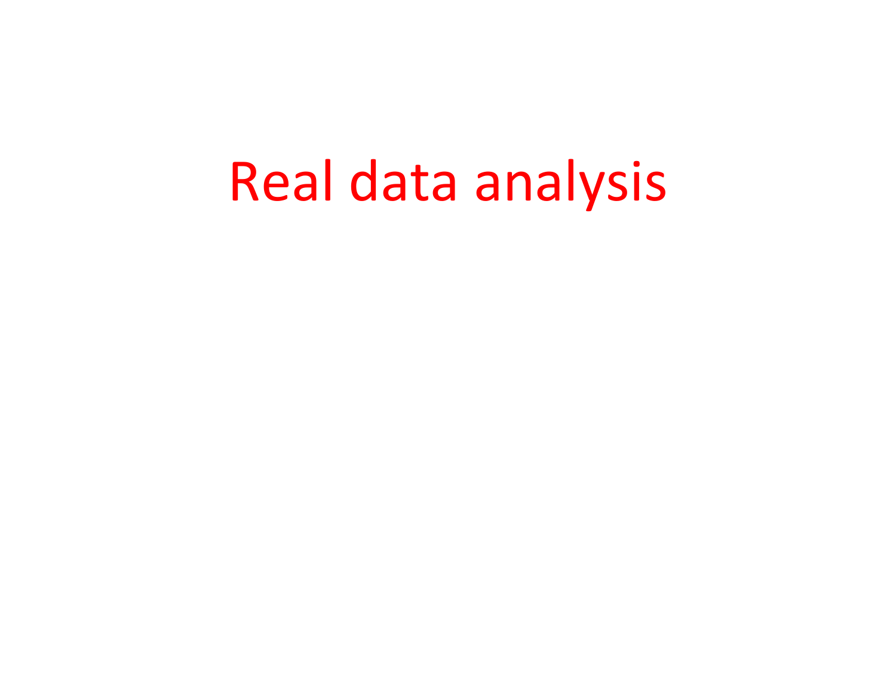# Real data analysis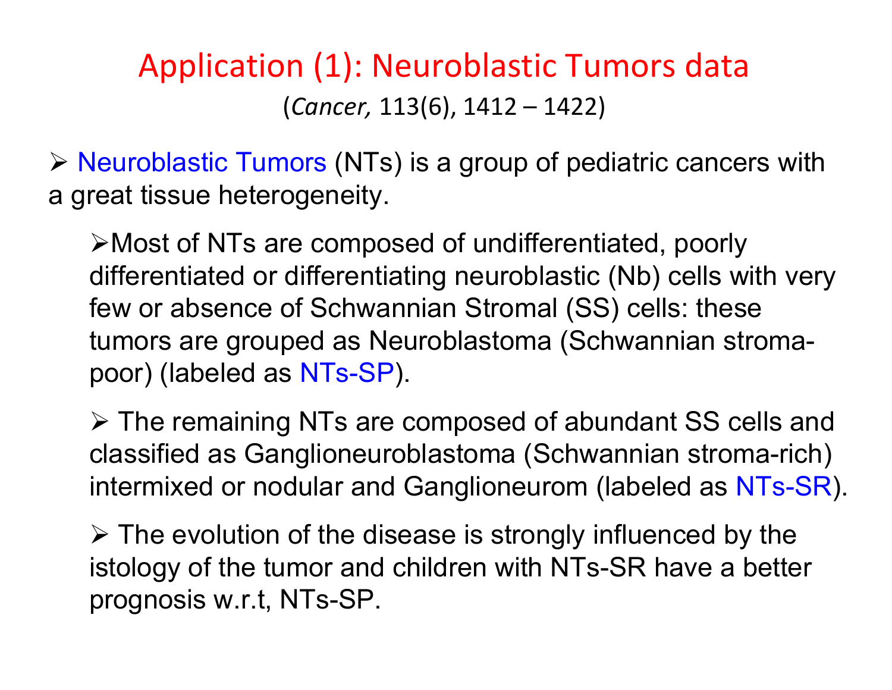# Application (1): Neuroblastic Tumors data

(*Cancer,* 113(6), 1412 – 1422)

- Neuroblastic Tumors (NTs) is a group of pediatric cancers with a great tissue heterogeneity.
  - Most of NTs are composed of undifferentiated, poorly differentiated or differentiating neuroblastic (Nb) cells with very few or absence of Schwannian Stromal (SS) cells: these tumors are grouped as Neuroblastoma (Schwannian stroma-poor) (labeled as NTs-SP).
  - The remaining NTs are composed of abundant SS cells and classified as Ganglioneuroblastoma (Schwannian stroma-rich) intermixed or nodular and Ganglioneurom (labeled as NTs-SR).
  - The evolution of the disease is strongly influenced by the istology of the tumor and children with NTs-SR have a better prognosis w.r.t, NTs-SP.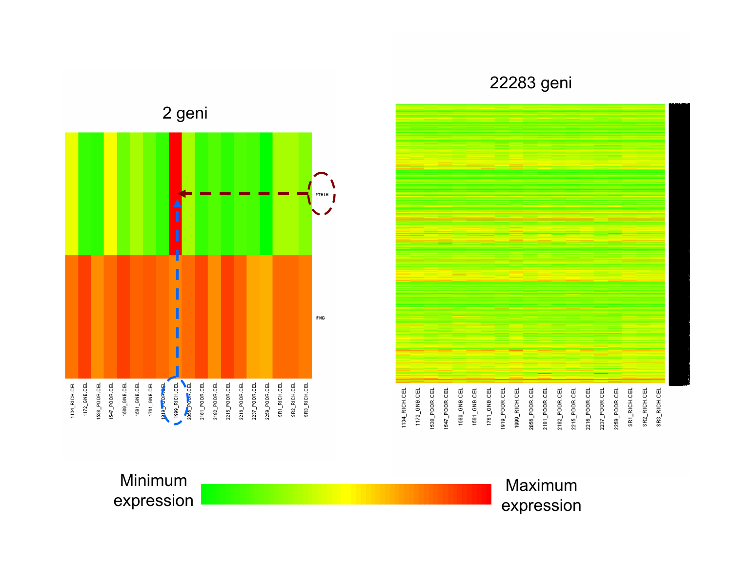2 geni

22283 geni

PTHLH

IFNG

1134_RICH.CEL 1172_GNB.CEL 1538_POOR.CEL 1547_POOR.CEL 1589_GNB.CEL 1591_GNB.CEL 1761_GNB.CEL 1919_POOR.CEL 1999_RICH.CEL 2056_POOR.CEL 2181_POOR.CEL 2182_POOR.CEL 2215_POOR.CEL 2216_POOR.CEL 2237_POOR.CEL 2259_POOR.CEL SR1_RICH.CEL SR2_RICH.CEL SR3_RICH.CEL

Minimum expression

Maximum expression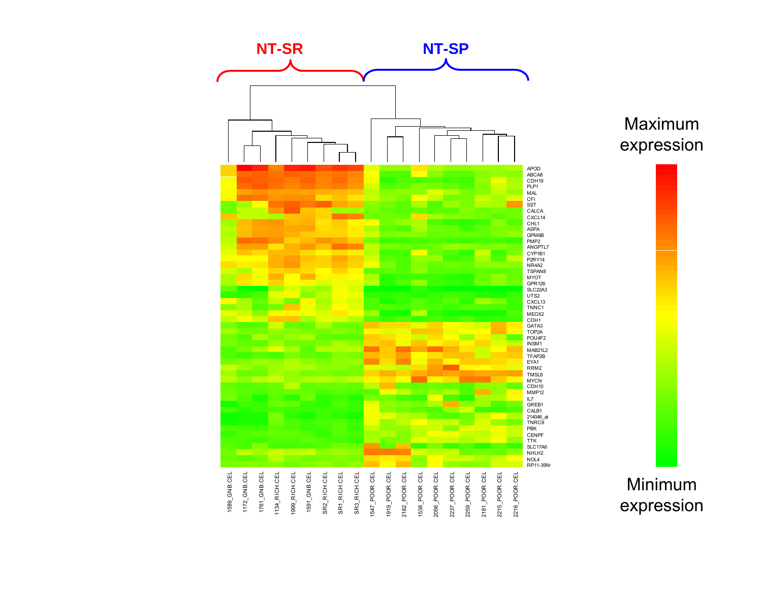NT-SR

NT-SP

APOD
ABCA8
CDH19
PLP1
MAL
CFI
SST
CALCA
CXCL14
CHL1
ASPA
GPM6B
PMP2
ANGPTL7
CYP1B1
P2RY14
NR4A2
TSPAN8
MYOT
GPR126
SLC22A3
UTS2
CXCL13
TNNC1
MEOX2
CDH1
GATA3
TOP2A
POU4F2
INSM1
MAB21L2
TFAP2B
EYA1
RRM2
TMSL8
MYCN
CDH10
MMP12
IL7
GREB1
CALB1
214046_at
TNRC9
PBK
CENPF
TTK
SLC17A6
NHLH2
NOL4
RP11-35N

1589_GNB.CEL
1172_GNB.CEL
1761_GNB.CEL
1134_RICH.CEL
1999_RICH.CEL
1591_GNB.CEL
SR2_RICH.CEL
SR1_RICH.CEL
SR3_RICH.CEL
1547_POOR.CEL
1919_POOR.CEL
2182_POOR.CEL
1538_POOR.CEL
2056_POOR.CEL
2237_POOR.CEL
2259_POOR.CEL
2181_POOR.CEL
2215_POOR.CEL
2216_POOR.CEL

Maximum expression

Minimum expression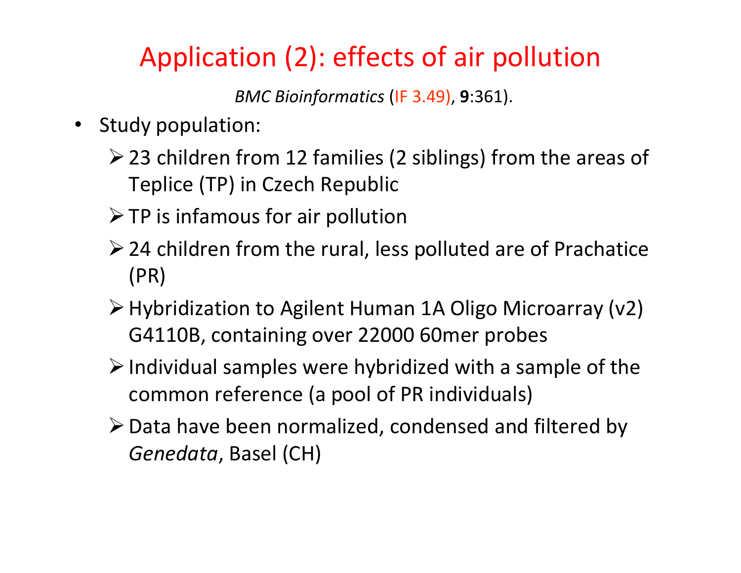# Application (2): effects of air pollution

*BMC Bioinformatics* (IF 3.49), **9**:361).

- Study population:
  - 23 children from 12 families (2 siblings) from the areas of Teplice (TP) in Czech Republic
  - TP is infamous for air pollution
  - 24 children from the rural, less polluted are of Prachatice (PR)
  - Hybridization to Agilent Human 1A Oligo Microarray (v2) G4110B, containing over 22000 60mer probes
  - Individual samples were hybridized with a sample of the common reference (a pool of PR individuals)
  - Data have been normalized, condensed and filtered by *Genedata*, Basel (CH)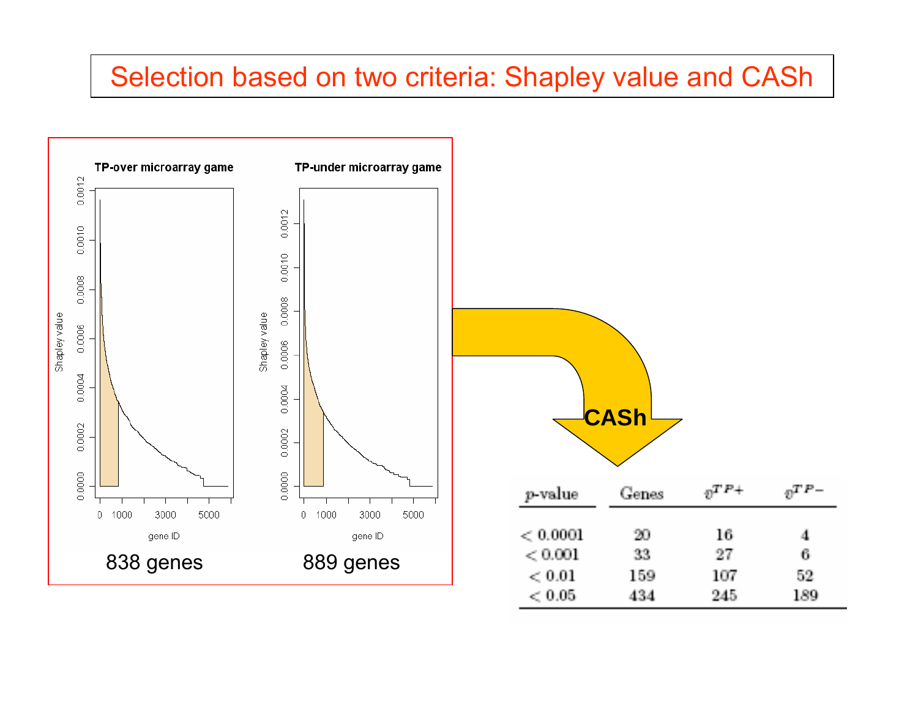# Selection based on two criteria: Shapley value and CASh

838 genes

889 genes

CASh

| p-value | Genes | $\vartheta^{TP+}$ | $\vartheta^{TP-}$ |
|---|---|---|---|
| $< 0.0001$ | 20 | 16 | 4 |
| $< 0.001$ | 33 | 27 | 6 |
| $< 0.01$ | 159 | 107 | 52 |
| $< 0.05$ | 434 | 245 | 189 |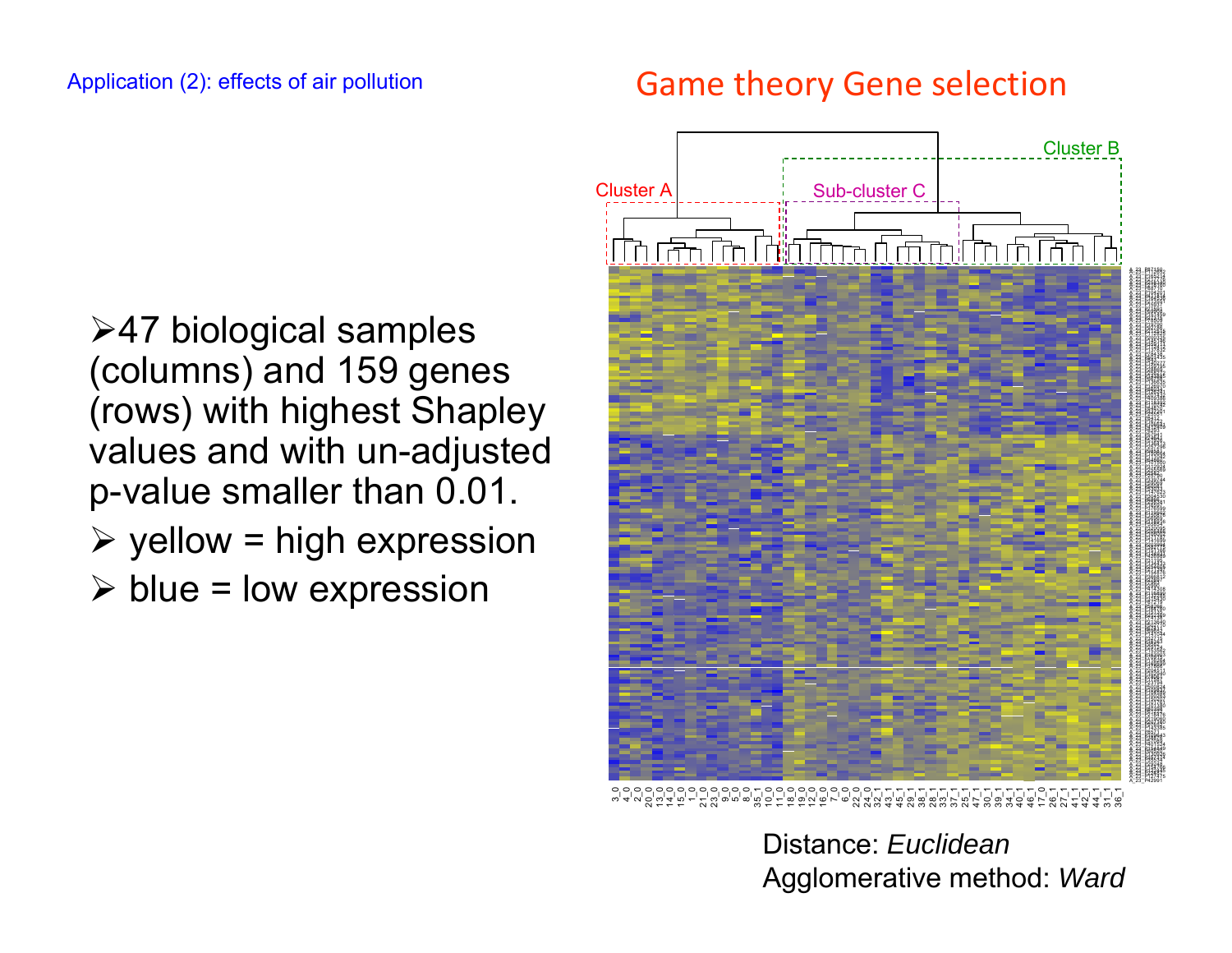Application (2): effects of air pollution

# Game theory Gene selection

- 47 biological samples (columns) and 159 genes (rows) with highest Shapley values and with un-adjusted p-value smaller than 0.01.
- yellow = high expression
- blue = low expression

Cluster A

Sub-cluster C

Cluster B

3_0 4_0 2_0 20_0 13_0 14_0 15_0 1_0 21_0 23_0 9_0 5_0 8_0 35_1 10_0 11_0 18_0 19_0 12_0 16_0 7_0 6_0 22_0 24_0 32_1 43_1 45_1 29_1 38_1 28_1 33_1 37_1 25_1 47_1 30_1 39_1 34_1 40_1 46_1 17_0 26_1 27_1 41_1 42_1 44_1 31_1 36_1

Distance: *Euclidean*

Agglomerative method: *Ward*